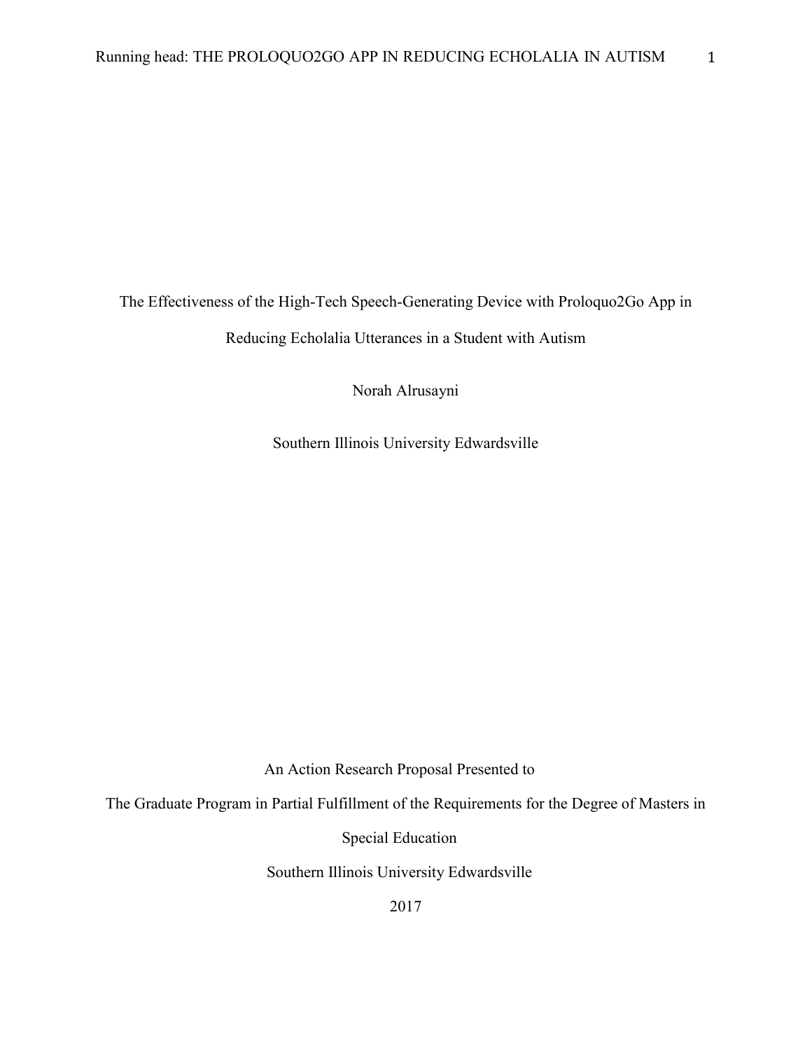# The Effectiveness of the High-Tech Speech-Generating Device with Proloquo2Go App in Reducing Echolalia Utterances in a Student with Autism

Norah Alrusayni

Southern Illinois University Edwardsville

An Action Research Proposal Presented to

The Graduate Program in Partial Fulfillment of the Requirements for the Degree of Masters in Special Education

Southern Illinois University Edwardsville

2017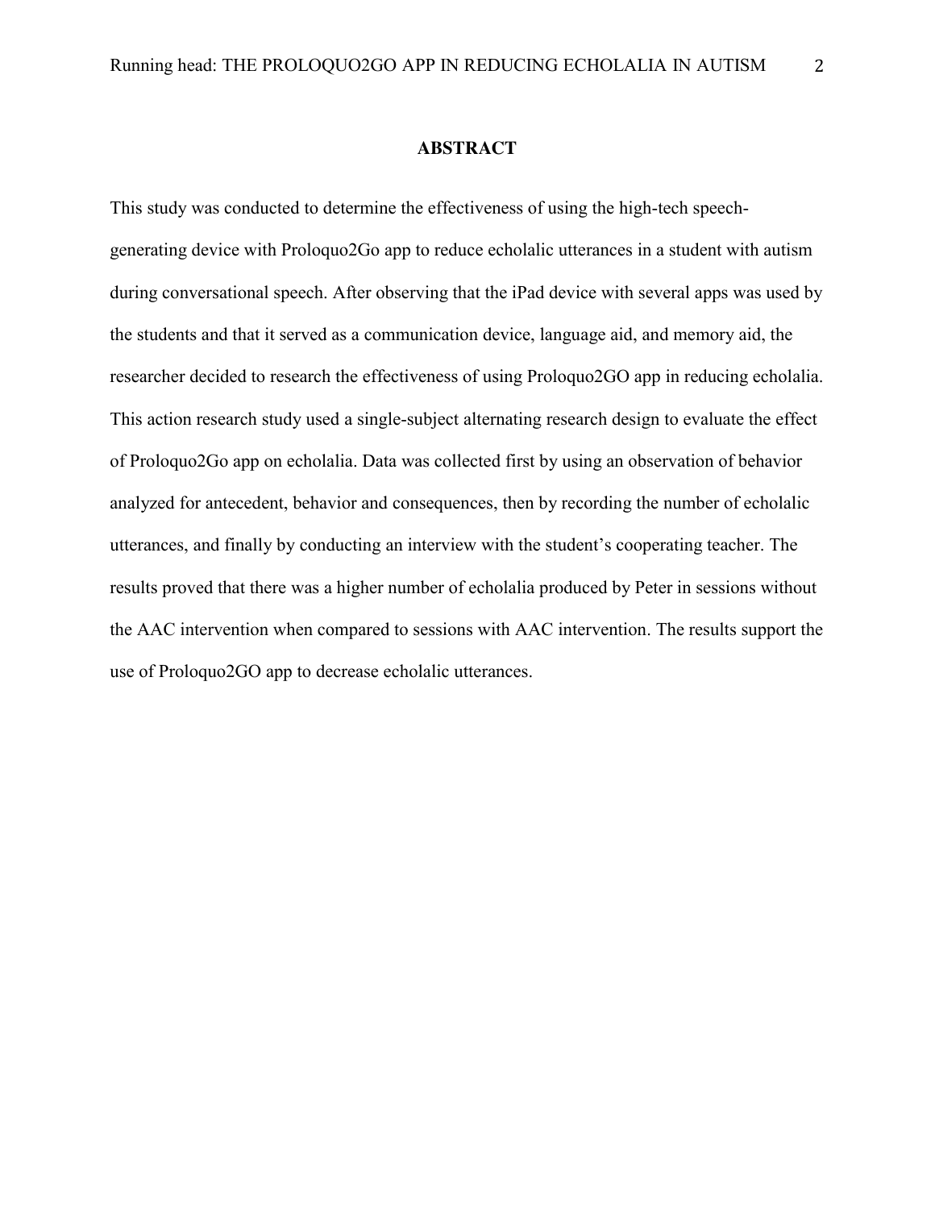## ABSTRACT

This study was conducted to determine the effectiveness of using the high-tech speech-generating device with Proloquo2Go app to reduce echolalic utterances in a student with autism during conversational speech. After observing that the iPad device with several apps was used by the students and that it served as a communication device, language aid, and memory aid, the researcher decided to research the effectiveness of using Proloquo2GO app in reducing echolalia. This action research study used a single-subject alternating research design to evaluate the effect of Proloquo2Go app on echolalia. Data was collected first by using an observation of behavior analyzed for antecedent, behavior and consequences, then by recording the number of echolalic utterances, and finally by conducting an interview with the student's cooperating teacher. The results proved that there was a higher number of echolalia produced by Peter in sessions without the AAC intervention when compared to sessions with AAC intervention. The results support the use of Proloquo2GO app to decrease echolalic utterances.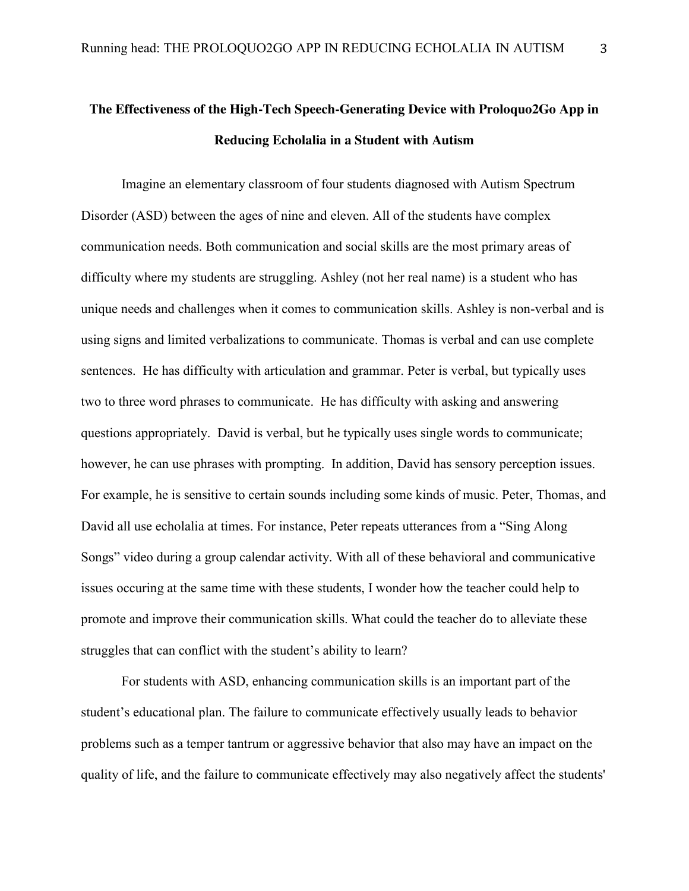# The Effectiveness of the High-Tech Speech-Generating Device with Proloquo2Go App in Reducing Echolalia in a Student with Autism

Imagine an elementary classroom of four students diagnosed with Autism Spectrum Disorder (ASD) between the ages of nine and eleven. All of the students have complex communication needs. Both communication and social skills are the most primary areas of difficulty where my students are struggling. Ashley (not her real name) is a student who has unique needs and challenges when it comes to communication skills. Ashley is non-verbal and is using signs and limited verbalizations to communicate. Thomas is verbal and can use complete sentences. He has difficulty with articulation and grammar. Peter is verbal, but typically uses two to three word phrases to communicate. He has difficulty with asking and answering questions appropriately. David is verbal, but he typically uses single words to communicate; however, he can use phrases with prompting. In addition, David has sensory perception issues. For example, he is sensitive to certain sounds including some kinds of music. Peter, Thomas, and David all use echolalia at times. For instance, Peter repeats utterances from a "Sing Along Songs" video during a group calendar activity. With all of these behavioral and communicative issues occuring at the same time with these students, I wonder how the teacher could help to promote and improve their communication skills. What could the teacher do to alleviate these struggles that can conflict with the student's ability to learn?

For students with ASD, enhancing communication skills is an important part of the student's educational plan. The failure to communicate effectively usually leads to behavior problems such as a temper tantrum or aggressive behavior that also may have an impact on the quality of life, and the failure to communicate effectively may also negatively affect the students'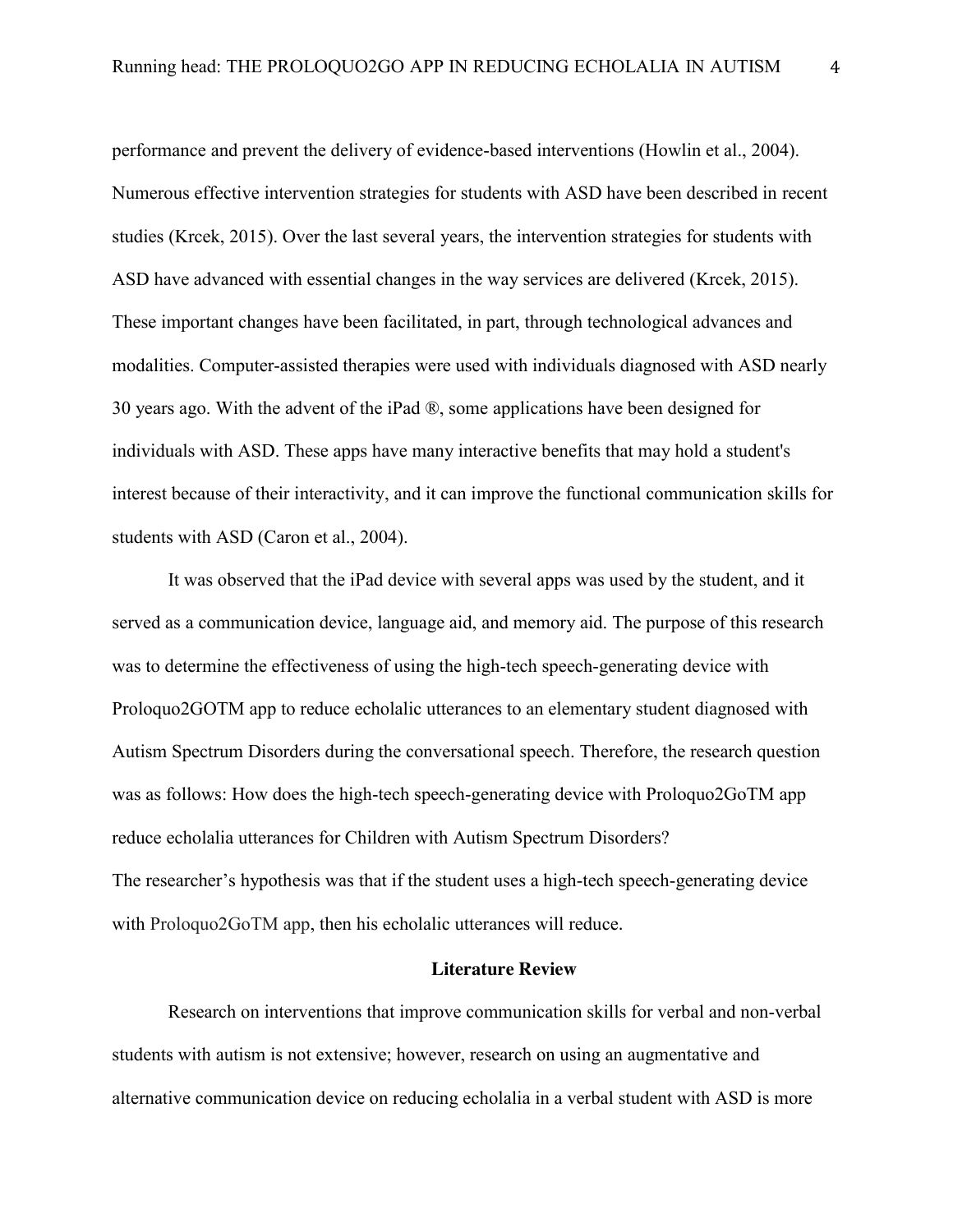performance and prevent the delivery of evidence-based interventions (Howlin et al., 2004). Numerous effective intervention strategies for students with ASD have been described in recent studies (Krcek, 2015). Over the last several years, the intervention strategies for students with ASD have advanced with essential changes in the way services are delivered (Krcek, 2015). These important changes have been facilitated, in part, through technological advances and modalities. Computer-assisted therapies were used with individuals diagnosed with ASD nearly 30 years ago. With the advent of the iPad ®, some applications have been designed for individuals with ASD. These apps have many interactive benefits that may hold a student's interest because of their interactivity, and it can improve the functional communication skills for students with ASD (Caron et al., 2004).

It was observed that the iPad device with several apps was used by the student, and it served as a communication device, language aid, and memory aid. The purpose of this research was to determine the effectiveness of using the high-tech speech-generating device with Proloquo2GOTM app to reduce echolalic utterances to an elementary student diagnosed with Autism Spectrum Disorders during the conversational speech. Therefore, the research question was as follows: How does the high-tech speech-generating device with Proloquo2GoTM app reduce echolalia utterances for Children with Autism Spectrum Disorders?
The researcher's hypothesis was that if the student uses a high-tech speech-generating device with Proloquo2GoTM app, then his echolalic utterances will reduce.

## Literature Review

Research on interventions that improve communication skills for verbal and non-verbal students with autism is not extensive; however, research on using an augmentative and alternative communication device on reducing echolalia in a verbal student with ASD is more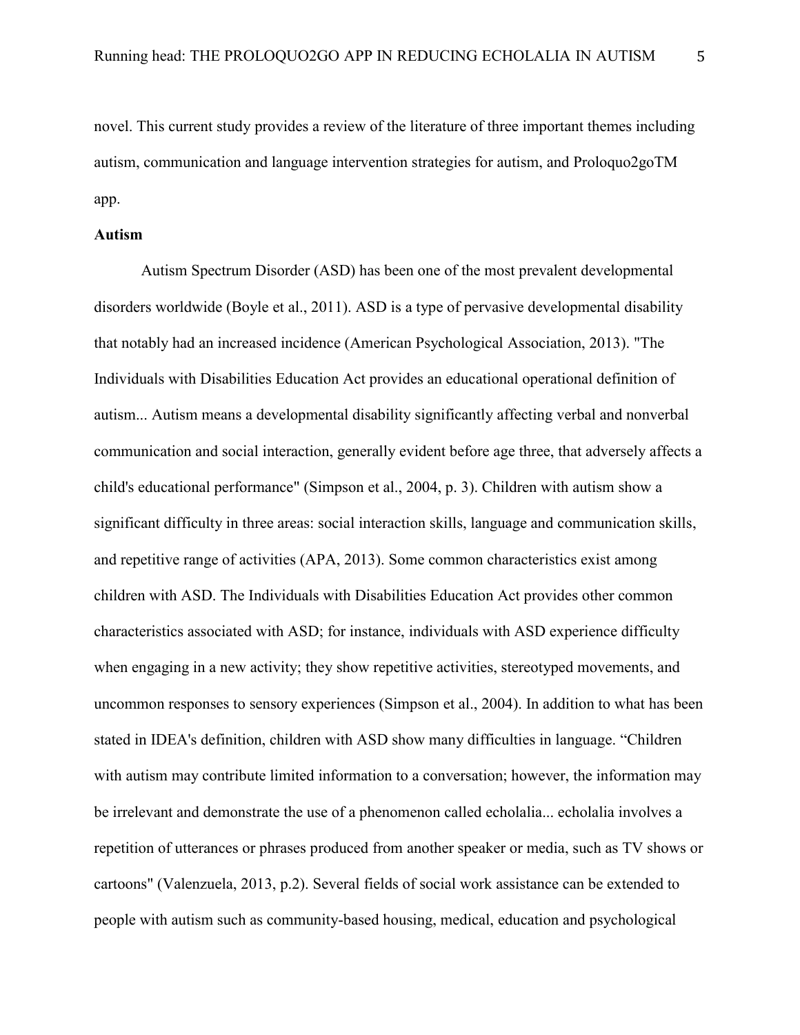novel. This current study provides a review of the literature of three important themes including autism, communication and language intervention strategies for autism, and Proloquo2goTM app.

**Autism**

Autism Spectrum Disorder (ASD) has been one of the most prevalent developmental disorders worldwide (Boyle et al., 2011). ASD is a type of pervasive developmental disability that notably had an increased incidence (American Psychological Association, 2013). "The Individuals with Disabilities Education Act provides an educational operational definition of autism... Autism means a developmental disability significantly affecting verbal and nonverbal communication and social interaction, generally evident before age three, that adversely affects a child's educational performance" (Simpson et al., 2004, p. 3). Children with autism show a significant difficulty in three areas: social interaction skills, language and communication skills, and repetitive range of activities (APA, 2013). Some common characteristics exist among children with ASD. The Individuals with Disabilities Education Act provides other common characteristics associated with ASD; for instance, individuals with ASD experience difficulty when engaging in a new activity; they show repetitive activities, stereotyped movements, and uncommon responses to sensory experiences (Simpson et al., 2004). In addition to what has been stated in IDEA's definition, children with ASD show many difficulties in language. "Children with autism may contribute limited information to a conversation; however, the information may be irrelevant and demonstrate the use of a phenomenon called echolalia... echolalia involves a repetition of utterances or phrases produced from another speaker or media, such as TV shows or cartoons" (Valenzuela, 2013, p.2). Several fields of social work assistance can be extended to people with autism such as community-based housing, medical, education and psychological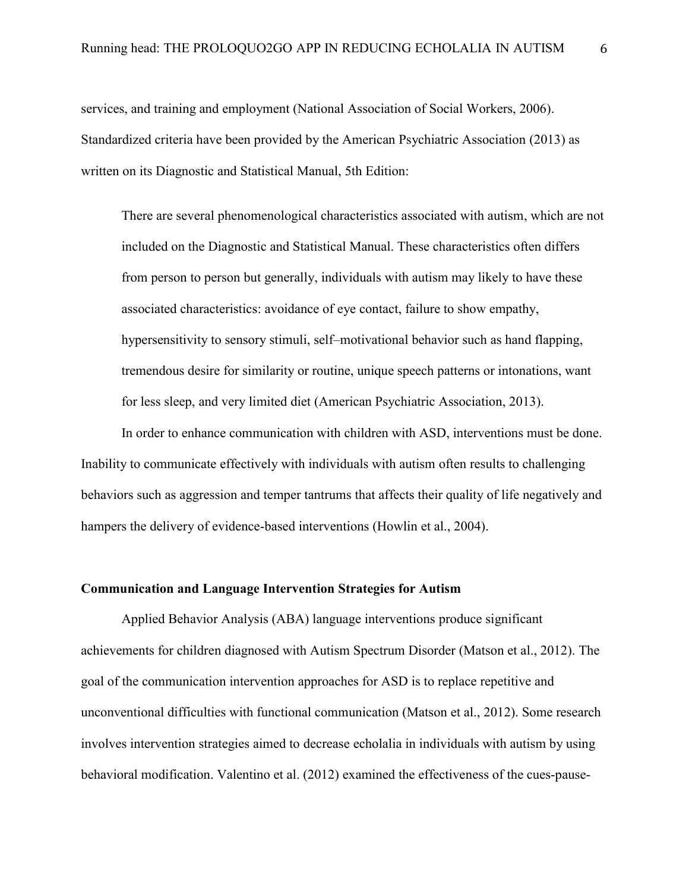services, and training and employment (National Association of Social Workers, 2006). Standardized criteria have been provided by the American Psychiatric Association (2013) as written on its Diagnostic and Statistical Manual, 5th Edition:

> There are several phenomenological characteristics associated with autism, which are not included on the Diagnostic and Statistical Manual. These characteristics often differs from person to person but generally, individuals with autism may likely to have these associated characteristics: avoidance of eye contact, failure to show empathy, hypersensitivity to sensory stimuli, self–motivational behavior such as hand flapping, tremendous desire for similarity or routine, unique speech patterns or intonations, want for less sleep, and very limited diet (American Psychiatric Association, 2013).

In order to enhance communication with children with ASD, interventions must be done. Inability to communicate effectively with individuals with autism often results to challenging behaviors such as aggression and temper tantrums that affects their quality of life negatively and hampers the delivery of evidence-based interventions (Howlin et al., 2004).

**Communication and Language Intervention Strategies for Autism**

Applied Behavior Analysis (ABA) language interventions produce significant achievements for children diagnosed with Autism Spectrum Disorder (Matson et al., 2012). The goal of the communication intervention approaches for ASD is to replace repetitive and unconventional difficulties with functional communication (Matson et al., 2012). Some research involves intervention strategies aimed to decrease echolalia in individuals with autism by using behavioral modification. Valentino et al. (2012) examined the effectiveness of the cues-pause-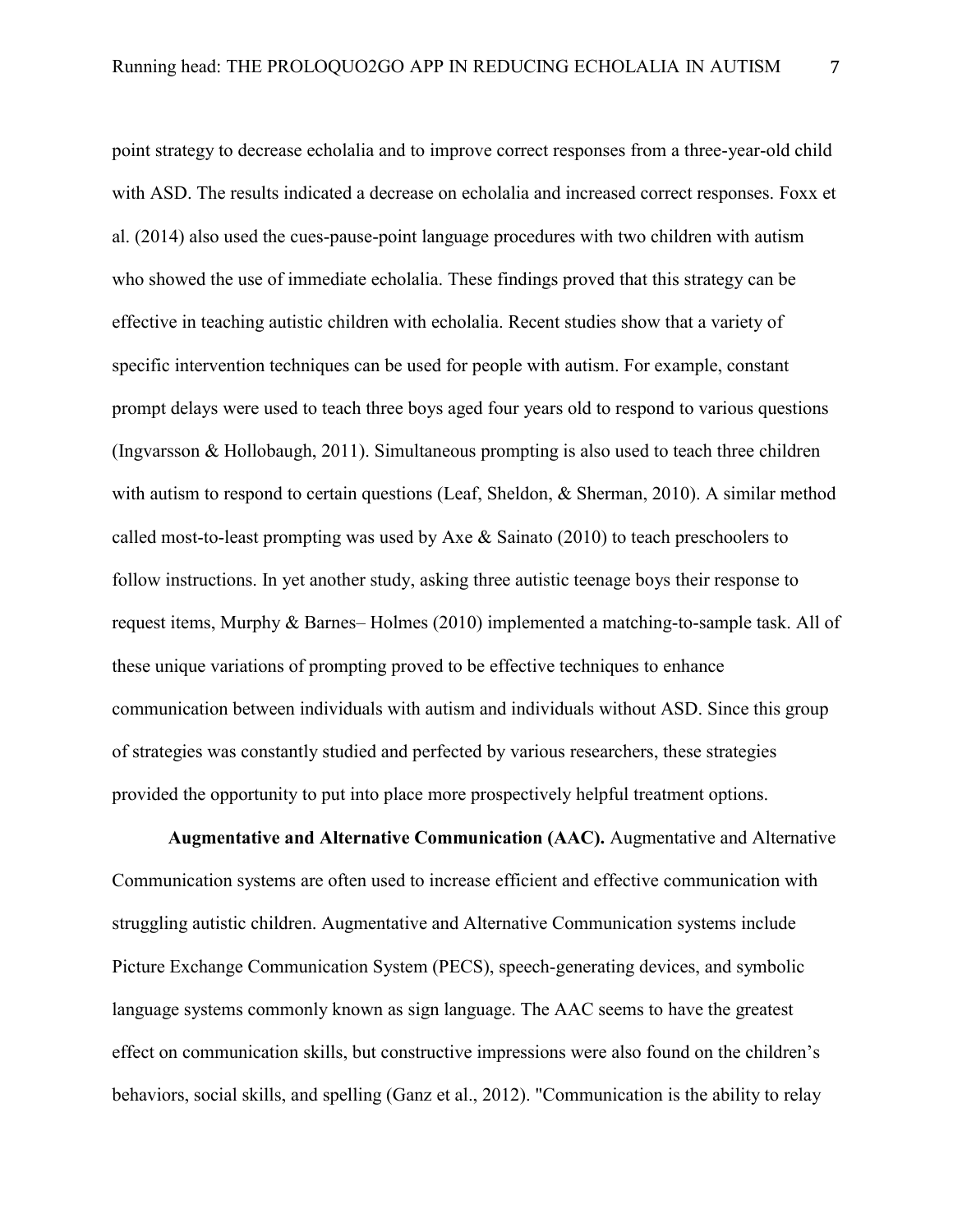point strategy to decrease echolalia and to improve correct responses from a three-year-old child with ASD. The results indicated a decrease on echolalia and increased correct responses. Foxx et al. (2014) also used the cues-pause-point language procedures with two children with autism who showed the use of immediate echolalia. These findings proved that this strategy can be effective in teaching autistic children with echolalia. Recent studies show that a variety of specific intervention techniques can be used for people with autism. For example, constant prompt delays were used to teach three boys aged four years old to respond to various questions (Ingvarsson & Hollobaugh, 2011). Simultaneous prompting is also used to teach three children with autism to respond to certain questions (Leaf, Sheldon, & Sherman, 2010). A similar method called most-to-least prompting was used by Axe & Sainato (2010) to teach preschoolers to follow instructions. In yet another study, asking three autistic teenage boys their response to request items, Murphy & Barnes– Holmes (2010) implemented a matching-to-sample task. All of these unique variations of prompting proved to be effective techniques to enhance communication between individuals with autism and individuals without ASD. Since this group of strategies was constantly studied and perfected by various researchers, these strategies provided the opportunity to put into place more prospectively helpful treatment options.

**Augmentative and Alternative Communication (AAC).** Augmentative and Alternative Communication systems are often used to increase efficient and effective communication with struggling autistic children. Augmentative and Alternative Communication systems include Picture Exchange Communication System (PECS), speech-generating devices, and symbolic language systems commonly known as sign language. The AAC seems to have the greatest effect on communication skills, but constructive impressions were also found on the children's behaviors, social skills, and spelling (Ganz et al., 2012). "Communication is the ability to relay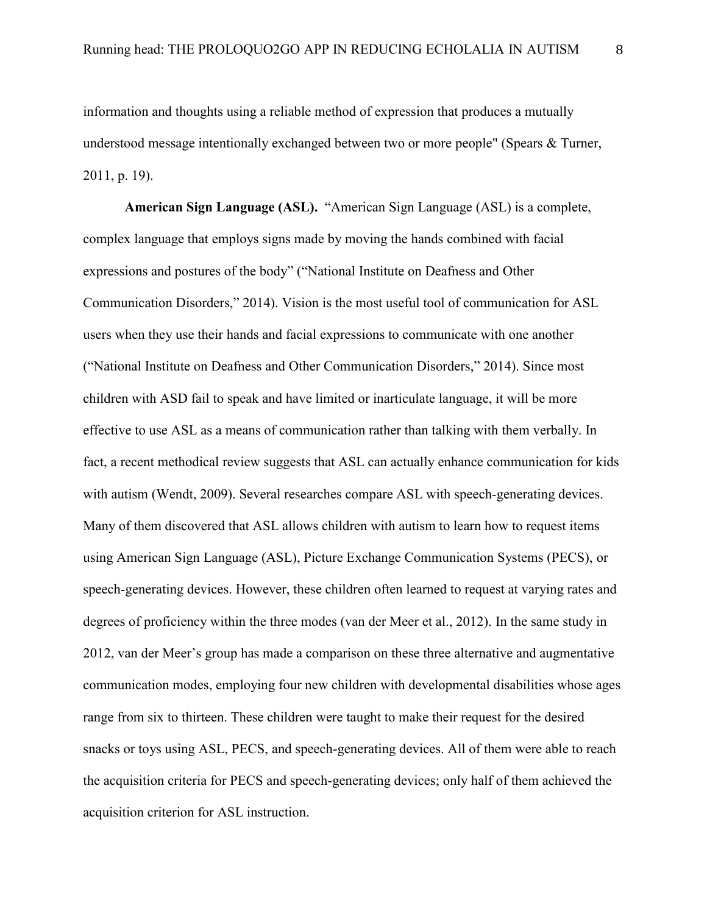information and thoughts using a reliable method of expression that produces a mutually understood message intentionally exchanged between two or more people" (Spears & Turner, 2011, p. 19).

**American Sign Language (ASL).** "American Sign Language (ASL) is a complete, complex language that employs signs made by moving the hands combined with facial expressions and postures of the body" ("National Institute on Deafness and Other Communication Disorders," 2014). Vision is the most useful tool of communication for ASL users when they use their hands and facial expressions to communicate with one another ("National Institute on Deafness and Other Communication Disorders," 2014). Since most children with ASD fail to speak and have limited or inarticulate language, it will be more effective to use ASL as a means of communication rather than talking with them verbally. In fact, a recent methodical review suggests that ASL can actually enhance communication for kids with autism (Wendt, 2009). Several researches compare ASL with speech-generating devices. Many of them discovered that ASL allows children with autism to learn how to request items using American Sign Language (ASL), Picture Exchange Communication Systems (PECS), or speech-generating devices. However, these children often learned to request at varying rates and degrees of proficiency within the three modes (van der Meer et al., 2012). In the same study in 2012, van der Meer's group has made a comparison on these three alternative and augmentative communication modes, employing four new children with developmental disabilities whose ages range from six to thirteen. These children were taught to make their request for the desired snacks or toys using ASL, PECS, and speech-generating devices. All of them were able to reach the acquisition criteria for PECS and speech-generating devices; only half of them achieved the acquisition criterion for ASL instruction.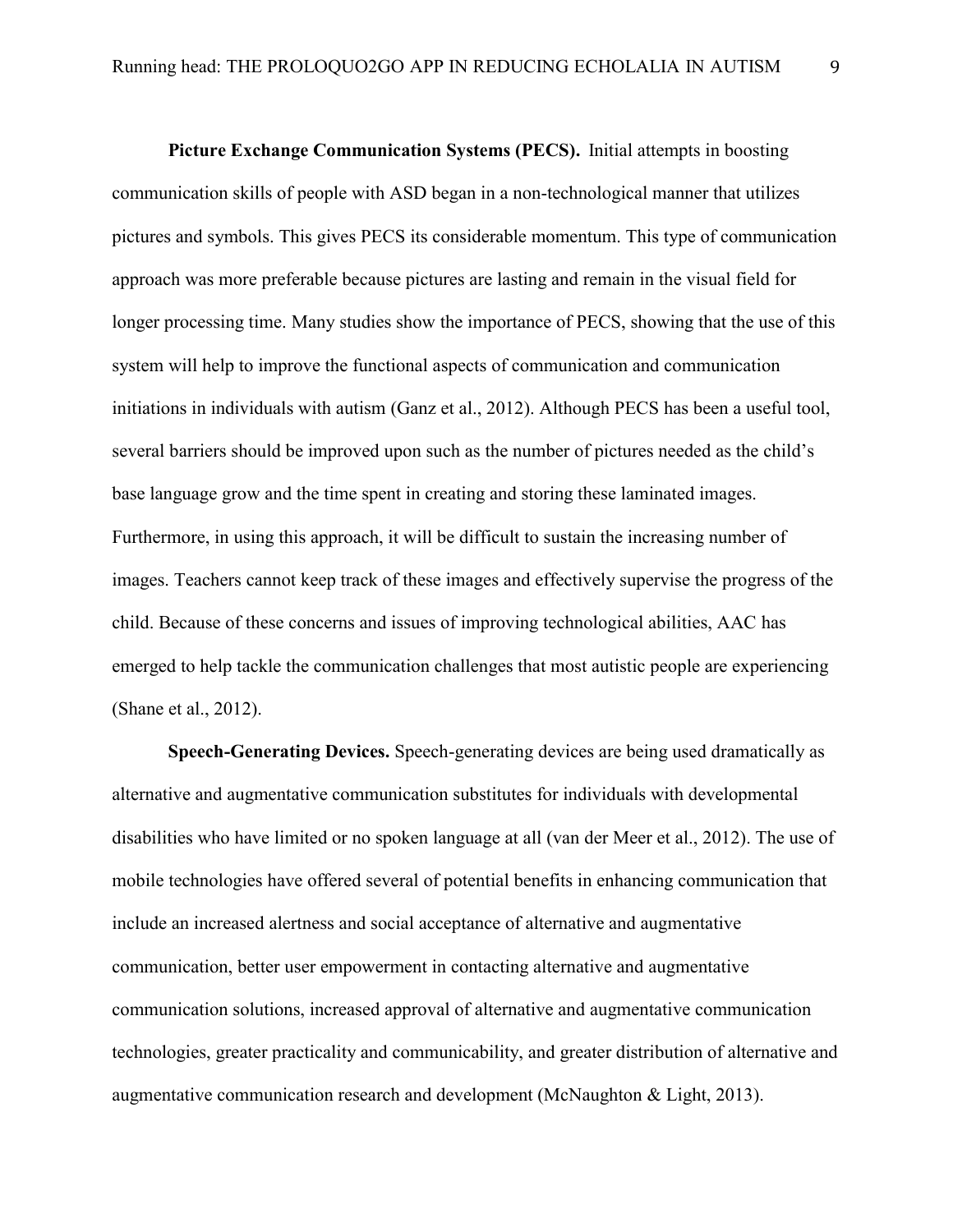**Picture Exchange Communication Systems (PECS).** Initial attempts in boosting communication skills of people with ASD began in a non-technological manner that utilizes pictures and symbols. This gives PECS its considerable momentum. This type of communication approach was more preferable because pictures are lasting and remain in the visual field for longer processing time. Many studies show the importance of PECS, showing that the use of this system will help to improve the functional aspects of communication and communication initiations in individuals with autism (Ganz et al., 2012). Although PECS has been a useful tool, several barriers should be improved upon such as the number of pictures needed as the child's base language grow and the time spent in creating and storing these laminated images. Furthermore, in using this approach, it will be difficult to sustain the increasing number of images. Teachers cannot keep track of these images and effectively supervise the progress of the child. Because of these concerns and issues of improving technological abilities, AAC has emerged to help tackle the communication challenges that most autistic people are experiencing (Shane et al., 2012).

**Speech-Generating Devices.** Speech-generating devices are being used dramatically as alternative and augmentative communication substitutes for individuals with developmental disabilities who have limited or no spoken language at all (van der Meer et al., 2012). The use of mobile technologies have offered several of potential benefits in enhancing communication that include an increased alertness and social acceptance of alternative and augmentative communication, better user empowerment in contacting alternative and augmentative communication solutions, increased approval of alternative and augmentative communication technologies, greater practicality and communicability, and greater distribution of alternative and augmentative communication research and development (McNaughton & Light, 2013).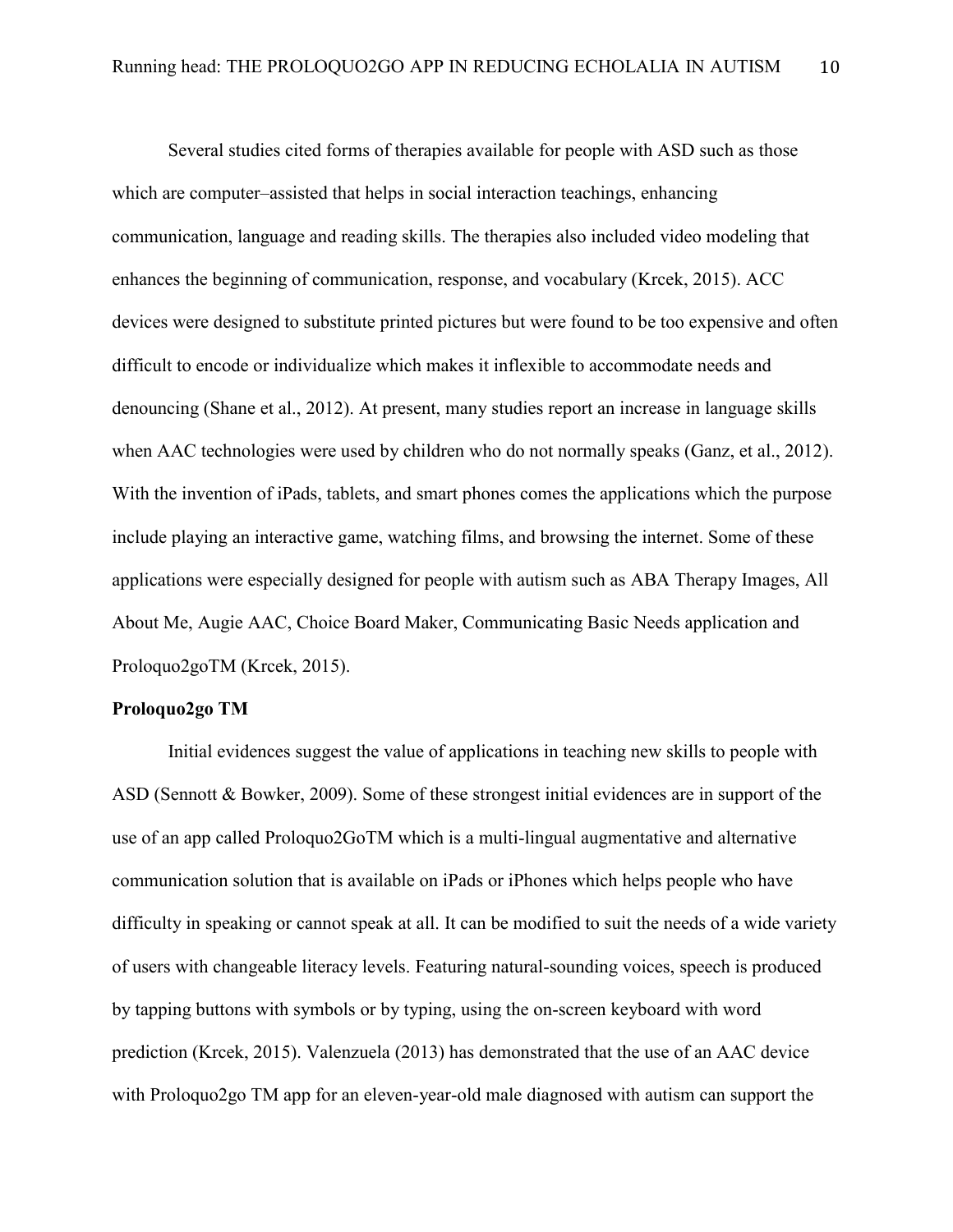Several studies cited forms of therapies available for people with ASD such as those which are computer–assisted that helps in social interaction teachings, enhancing communication, language and reading skills. The therapies also included video modeling that enhances the beginning of communication, response, and vocabulary (Krcek, 2015). ACC devices were designed to substitute printed pictures but were found to be too expensive and often difficult to encode or individualize which makes it inflexible to accommodate needs and denouncing (Shane et al., 2012). At present, many studies report an increase in language skills when AAC technologies were used by children who do not normally speaks (Ganz, et al., 2012). With the invention of iPads, tablets, and smart phones comes the applications which the purpose include playing an interactive game, watching films, and browsing the internet. Some of these applications were especially designed for people with autism such as ABA Therapy Images, All About Me, Augie AAC, Choice Board Maker, Communicating Basic Needs application and Proloquo2goTM (Krcek, 2015).

**Proloquo2go TM**

Initial evidences suggest the value of applications in teaching new skills to people with ASD (Sennott & Bowker, 2009). Some of these strongest initial evidences are in support of the use of an app called Proloquo2GoTM which is a multi-lingual augmentative and alternative communication solution that is available on iPads or iPhones which helps people who have difficulty in speaking or cannot speak at all. It can be modified to suit the needs of a wide variety of users with changeable literacy levels. Featuring natural-sounding voices, speech is produced by tapping buttons with symbols or by typing, using the on-screen keyboard with word prediction (Krcek, 2015). Valenzuela (2013) has demonstrated that the use of an AAC device with Proloquo2go TM app for an eleven-year-old male diagnosed with autism can support the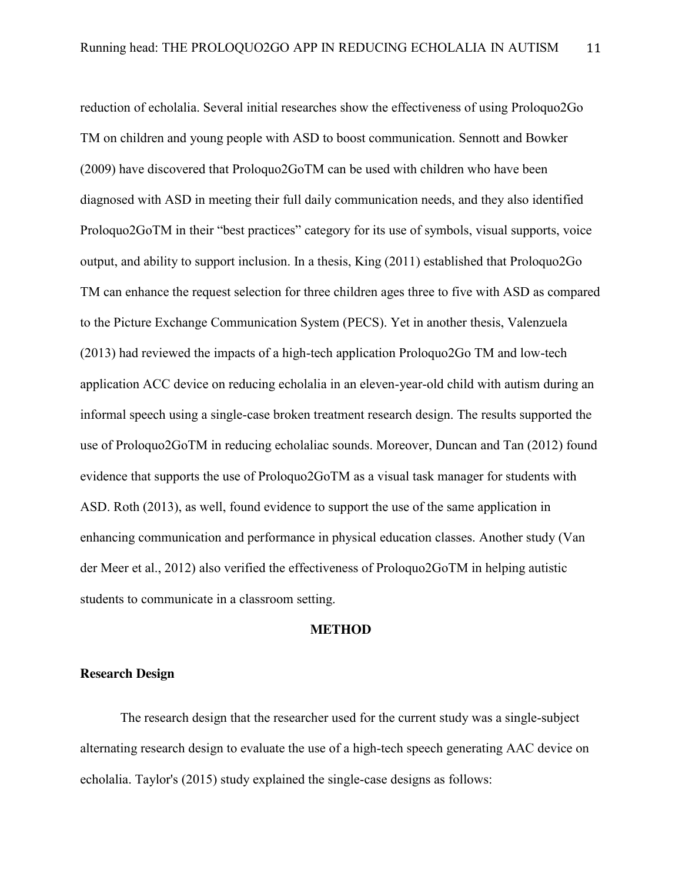reduction of echolalia. Several initial researches show the effectiveness of using Proloquo2Go TM on children and young people with ASD to boost communication. Sennott and Bowker (2009) have discovered that Proloquo2GoTM can be used with children who have been diagnosed with ASD in meeting their full daily communication needs, and they also identified Proloquo2GoTM in their "best practices" category for its use of symbols, visual supports, voice output, and ability to support inclusion. In a thesis, King (2011) established that Proloquo2Go TM can enhance the request selection for three children ages three to five with ASD as compared to the Picture Exchange Communication System (PECS). Yet in another thesis, Valenzuela (2013) had reviewed the impacts of a high-tech application Proloquo2Go TM and low-tech application ACC device on reducing echolalia in an eleven-year-old child with autism during an informal speech using a single-case broken treatment research design. The results supported the use of Proloquo2GoTM in reducing echolaliac sounds. Moreover, Duncan and Tan (2012) found evidence that supports the use of Proloquo2GoTM as a visual task manager for students with ASD. Roth (2013), as well, found evidence to support the use of the same application in enhancing communication and performance in physical education classes. Another study (Van der Meer et al., 2012) also verified the effectiveness of Proloquo2GoTM in helping autistic students to communicate in a classroom setting.

## METHOD

### Research Design

The research design that the researcher used for the current study was a single-subject alternating research design to evaluate the use of a high-tech speech generating AAC device on echolalia. Taylor's (2015) study explained the single-case designs as follows: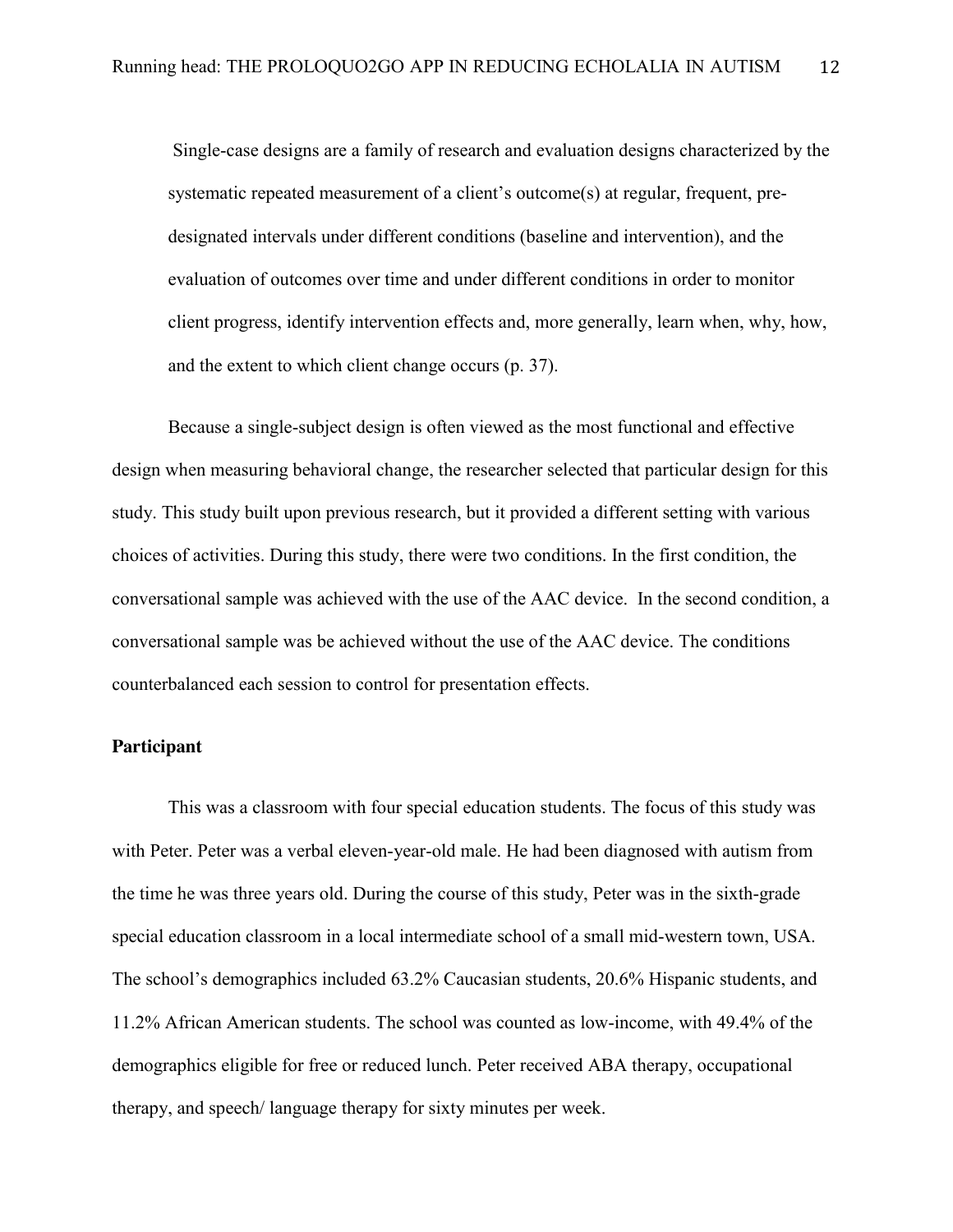> Single-case designs are a family of research and evaluation designs characterized by the systematic repeated measurement of a client's outcome(s) at regular, frequent, pre-designated intervals under different conditions (baseline and intervention), and the evaluation of outcomes over time and under different conditions in order to monitor client progress, identify intervention effects and, more generally, learn when, why, how, and the extent to which client change occurs (p. 37).

Because a single-subject design is often viewed as the most functional and effective design when measuring behavioral change, the researcher selected that particular design for this study. This study built upon previous research, but it provided a different setting with various choices of activities. During this study, there were two conditions. In the first condition, the conversational sample was achieved with the use of the AAC device. In the second condition, a conversational sample was be achieved without the use of the AAC device. The conditions counterbalanced each session to control for presentation effects.

**Participant**

This was a classroom with four special education students. The focus of this study was with Peter. Peter was a verbal eleven-year-old male. He had been diagnosed with autism from the time he was three years old. During the course of this study, Peter was in the sixth-grade special education classroom in a local intermediate school of a small mid-western town, USA. The school's demographics included 63.2% Caucasian students, 20.6% Hispanic students, and 11.2% African American students. The school was counted as low-income, with 49.4% of the demographics eligible for free or reduced lunch. Peter received ABA therapy, occupational therapy, and speech/ language therapy for sixty minutes per week.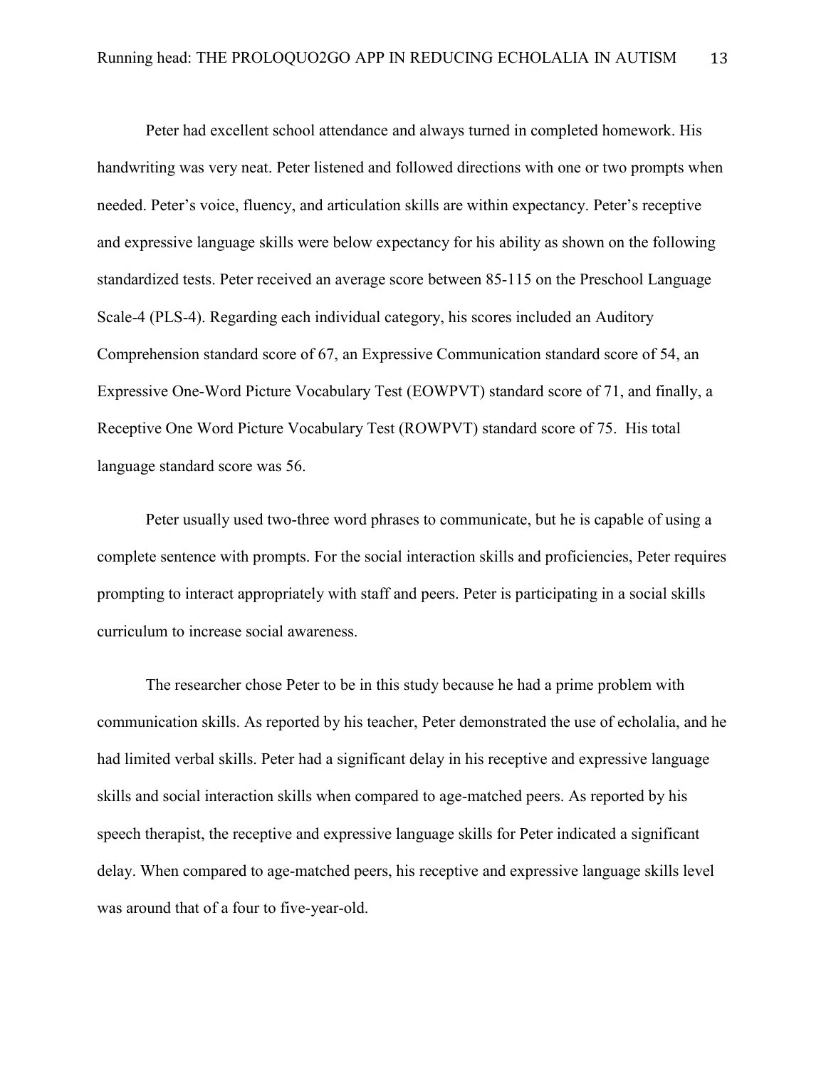Peter had excellent school attendance and always turned in completed homework. His handwriting was very neat. Peter listened and followed directions with one or two prompts when needed. Peter's voice, fluency, and articulation skills are within expectancy. Peter's receptive and expressive language skills were below expectancy for his ability as shown on the following standardized tests. Peter received an average score between 85-115 on the Preschool Language Scale-4 (PLS-4). Regarding each individual category, his scores included an Auditory Comprehension standard score of 67, an Expressive Communication standard score of 54, an Expressive One-Word Picture Vocabulary Test (EOWPVT) standard score of 71, and finally, a Receptive One Word Picture Vocabulary Test (ROWPVT) standard score of 75. His total language standard score was 56.

Peter usually used two-three word phrases to communicate, but he is capable of using a complete sentence with prompts. For the social interaction skills and proficiencies, Peter requires prompting to interact appropriately with staff and peers. Peter is participating in a social skills curriculum to increase social awareness.

The researcher chose Peter to be in this study because he had a prime problem with communication skills. As reported by his teacher, Peter demonstrated the use of echolalia, and he had limited verbal skills. Peter had a significant delay in his receptive and expressive language skills and social interaction skills when compared to age-matched peers. As reported by his speech therapist, the receptive and expressive language skills for Peter indicated a significant delay. When compared to age-matched peers, his receptive and expressive language skills level was around that of a four to five-year-old.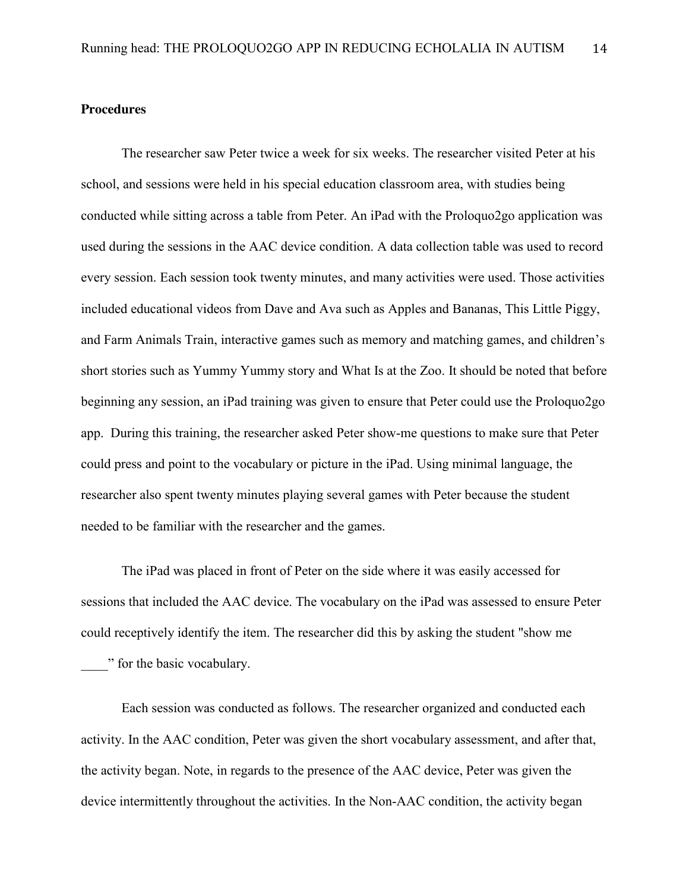**Procedures**

The researcher saw Peter twice a week for six weeks. The researcher visited Peter at his school, and sessions were held in his special education classroom area, with studies being conducted while sitting across a table from Peter. An iPad with the Proloquo2go application was used during the sessions in the AAC device condition. A data collection table was used to record every session. Each session took twenty minutes, and many activities were used. Those activities included educational videos from Dave and Ava such as Apples and Bananas, This Little Piggy, and Farm Animals Train, interactive games such as memory and matching games, and children's short stories such as Yummy Yummy story and What Is at the Zoo. It should be noted that before beginning any session, an iPad training was given to ensure that Peter could use the Proloquo2go app. During this training, the researcher asked Peter show-me questions to make sure that Peter could press and point to the vocabulary or picture in the iPad. Using minimal language, the researcher also spent twenty minutes playing several games with Peter because the student needed to be familiar with the researcher and the games.

The iPad was placed in front of Peter on the side where it was easily accessed for sessions that included the AAC device. The vocabulary on the iPad was assessed to ensure Peter could receptively identify the item. The researcher did this by asking the student "show me ____" for the basic vocabulary.

Each session was conducted as follows. The researcher organized and conducted each activity. In the AAC condition, Peter was given the short vocabulary assessment, and after that, the activity began. Note, in regards to the presence of the AAC device, Peter was given the device intermittently throughout the activities. In the Non-AAC condition, the activity began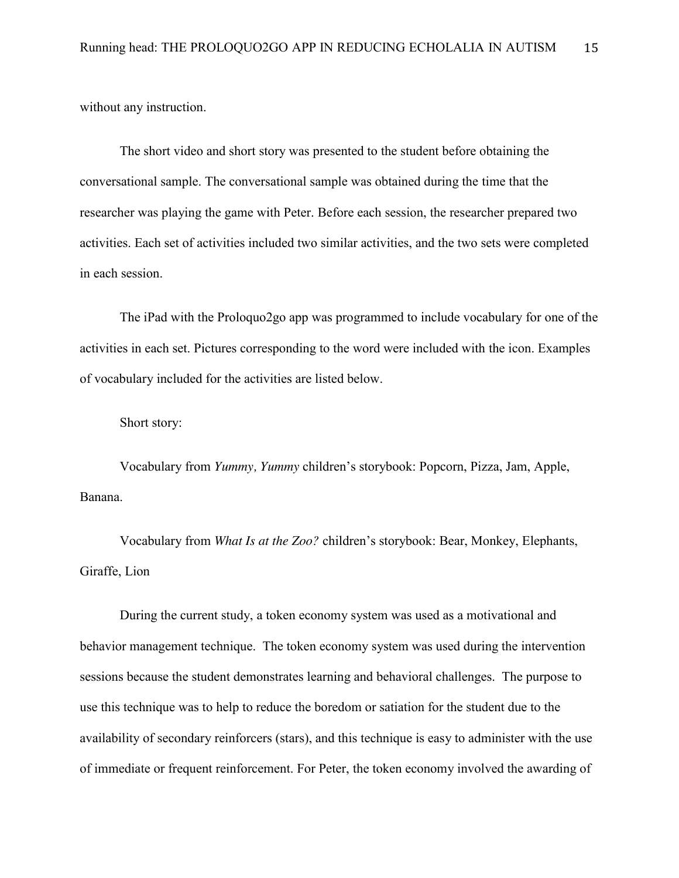without any instruction.

The short video and short story was presented to the student before obtaining the conversational sample. The conversational sample was obtained during the time that the researcher was playing the game with Peter. Before each session, the researcher prepared two activities. Each set of activities included two similar activities, and the two sets were completed in each session.

The iPad with the Proloquo2go app was programmed to include vocabulary for one of the activities in each set. Pictures corresponding to the word were included with the icon. Examples of vocabulary included for the activities are listed below.

Short story:

Vocabulary from *Yummy, Yummy* children's storybook: Popcorn, Pizza, Jam, Apple, Banana.

Vocabulary from *What Is at the Zoo?* children's storybook: Bear, Monkey, Elephants, Giraffe, Lion

During the current study, a token economy system was used as a motivational and behavior management technique. The token economy system was used during the intervention sessions because the student demonstrates learning and behavioral challenges. The purpose to use this technique was to help to reduce the boredom or satiation for the student due to the availability of secondary reinforcers (stars), and this technique is easy to administer with the use of immediate or frequent reinforcement. For Peter, the token economy involved the awarding of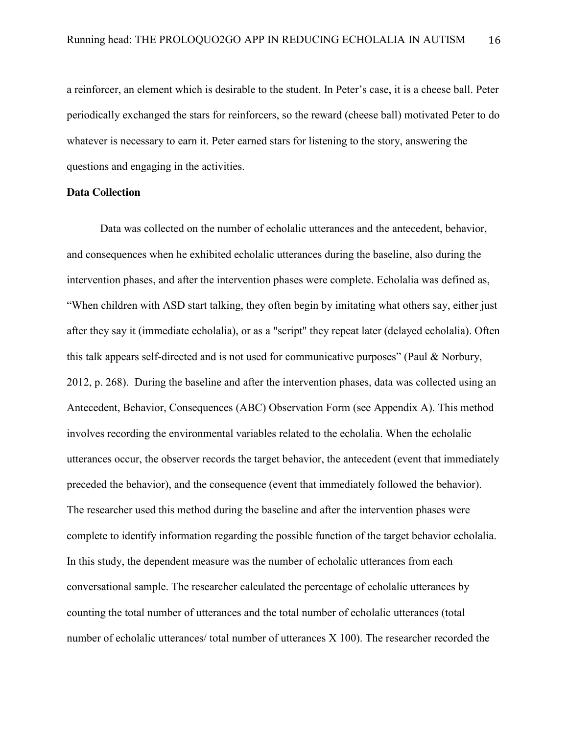a reinforcer, an element which is desirable to the student. In Peter's case, it is a cheese ball. Peter periodically exchanged the stars for reinforcers, so the reward (cheese ball) motivated Peter to do whatever is necessary to earn it. Peter earned stars for listening to the story, answering the questions and engaging in the activities.

**Data Collection**

Data was collected on the number of echolalic utterances and the antecedent, behavior, and consequences when he exhibited echolalic utterances during the baseline, also during the intervention phases, and after the intervention phases were complete. Echolalia was defined as, "When children with ASD start talking, they often begin by imitating what others say, either just after they say it (immediate echolalia), or as a "script" they repeat later (delayed echolalia). Often this talk appears self-directed and is not used for communicative purposes" (Paul & Norbury, 2012, p. 268). During the baseline and after the intervention phases, data was collected using an Antecedent, Behavior, Consequences (ABC) Observation Form (see Appendix A). This method involves recording the environmental variables related to the echolalia. When the echolalic utterances occur, the observer records the target behavior, the antecedent (event that immediately preceded the behavior), and the consequence (event that immediately followed the behavior). The researcher used this method during the baseline and after the intervention phases were complete to identify information regarding the possible function of the target behavior echolalia. In this study, the dependent measure was the number of echolalic utterances from each conversational sample. The researcher calculated the percentage of echolalic utterances by counting the total number of utterances and the total number of echolalic utterances (total number of echolalic utterances/ total number of utterances X 100). The researcher recorded the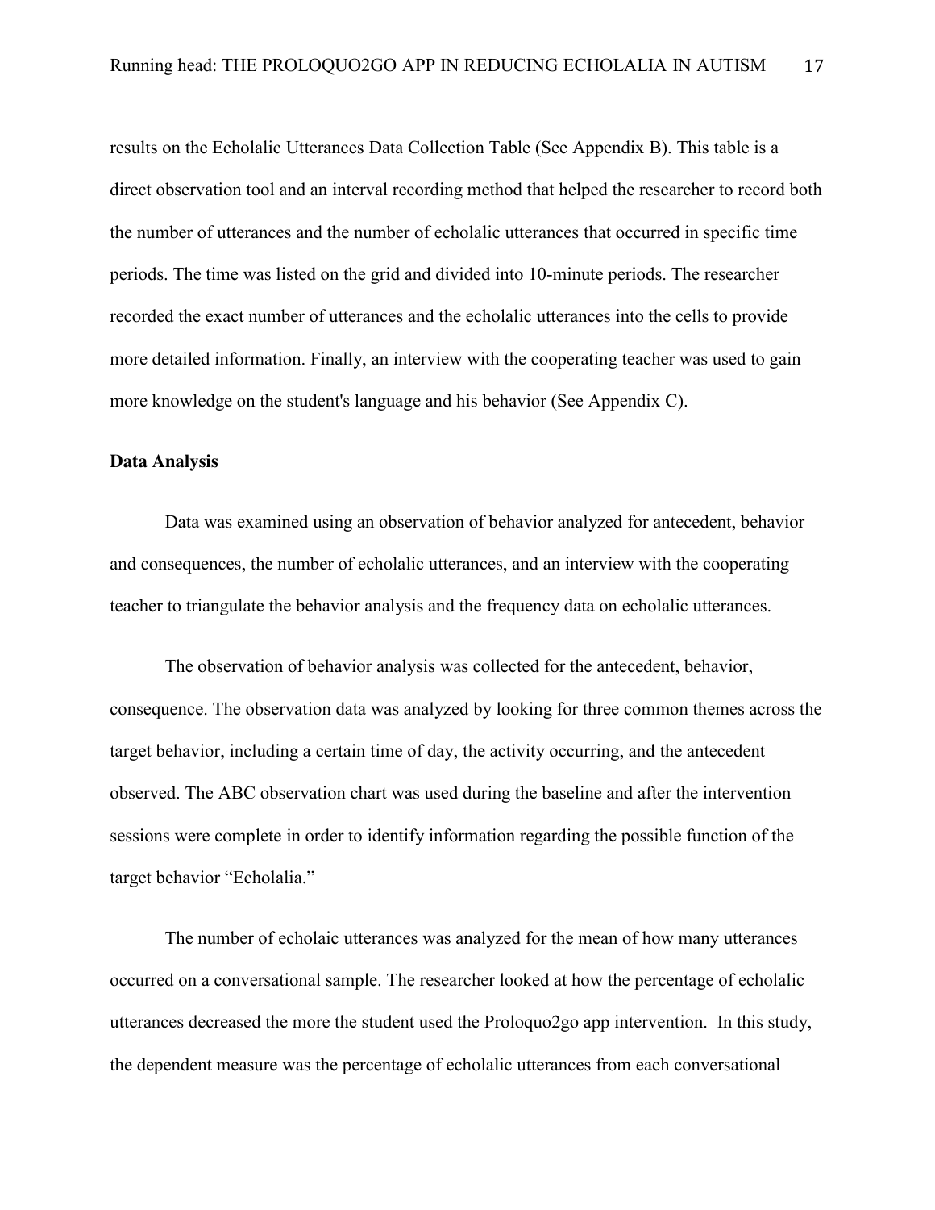results on the Echolalic Utterances Data Collection Table (See Appendix B). This table is a direct observation tool and an interval recording method that helped the researcher to record both the number of utterances and the number of echolalic utterances that occurred in specific time periods. The time was listed on the grid and divided into 10-minute periods. The researcher recorded the exact number of utterances and the echolalic utterances into the cells to provide more detailed information. Finally, an interview with the cooperating teacher was used to gain more knowledge on the student's language and his behavior (See Appendix C).

**Data Analysis**

Data was examined using an observation of behavior analyzed for antecedent, behavior and consequences, the number of echolalic utterances, and an interview with the cooperating teacher to triangulate the behavior analysis and the frequency data on echolalic utterances.

The observation of behavior analysis was collected for the antecedent, behavior, consequence. The observation data was analyzed by looking for three common themes across the target behavior, including a certain time of day, the activity occurring, and the antecedent observed. The ABC observation chart was used during the baseline and after the intervention sessions were complete in order to identify information regarding the possible function of the target behavior "Echolalia."

The number of echolaic utterances was analyzed for the mean of how many utterances occurred on a conversational sample. The researcher looked at how the percentage of echolalic utterances decreased the more the student used the Proloquo2go app intervention. In this study, the dependent measure was the percentage of echolalic utterances from each conversational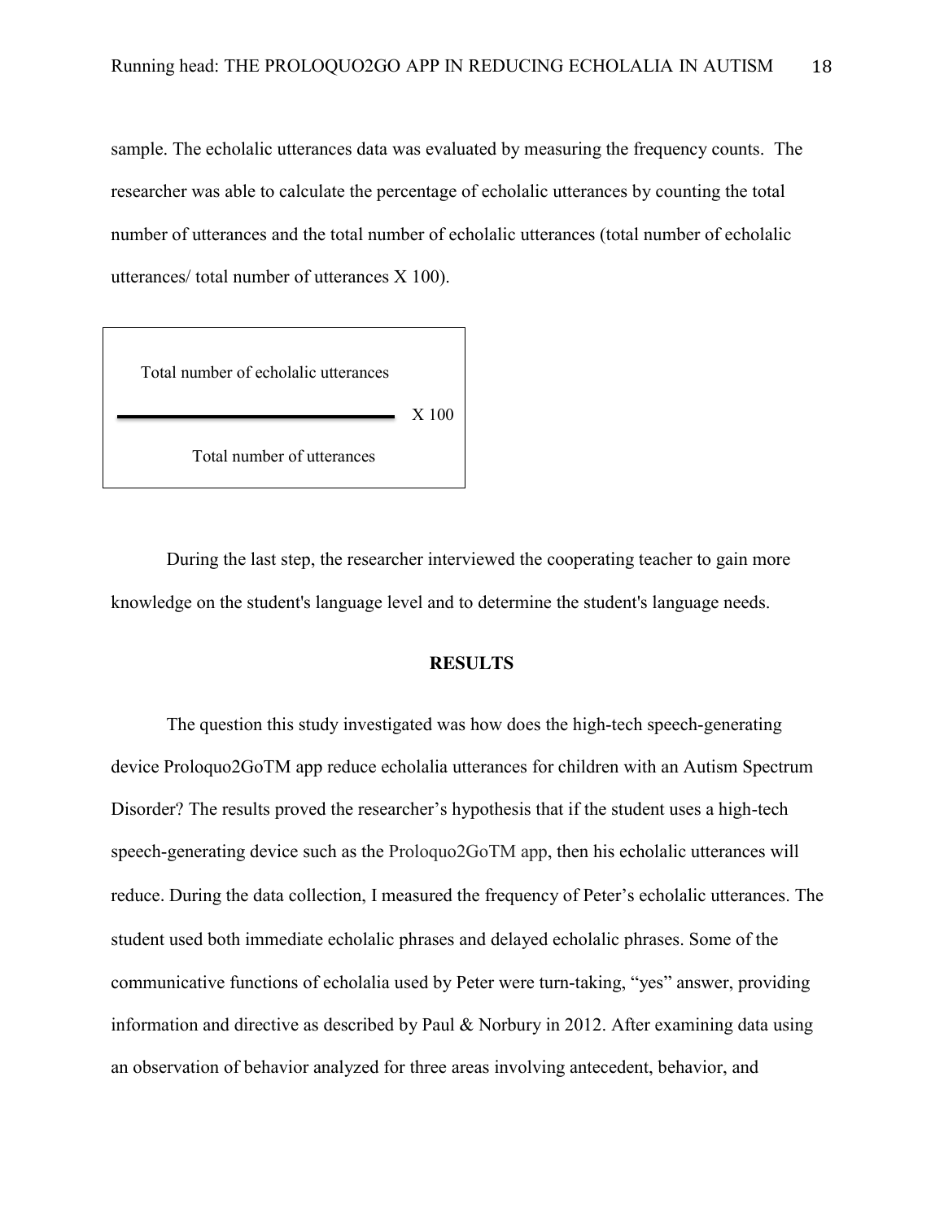sample. The echolalic utterances data was evaluated by measuring the frequency counts. The researcher was able to calculate the percentage of echolalic utterances by counting the total number of utterances and the total number of echolalic utterances (total number of echolalic utterances/ total number of utterances X 100).

$$\frac{\text{Total number of echolalic utterances}}{\text{Total number of utterances}} \times 100$$

During the last step, the researcher interviewed the cooperating teacher to gain more knowledge on the student's language level and to determine the student's language needs.

## RESULTS

The question this study investigated was how does the high-tech speech-generating device Proloquo2GoTM app reduce echolalia utterances for children with an Autism Spectrum Disorder? The results proved the researcher's hypothesis that if the student uses a high-tech speech-generating device such as the Proloquo2GoTM app, then his echolalic utterances will reduce. During the data collection, I measured the frequency of Peter's echolalic utterances. The student used both immediate echolalic phrases and delayed echolalic phrases. Some of the communicative functions of echolalia used by Peter were turn-taking, "yes" answer, providing information and directive as described by Paul & Norbury in 2012. After examining data using an observation of behavior analyzed for three areas involving antecedent, behavior, and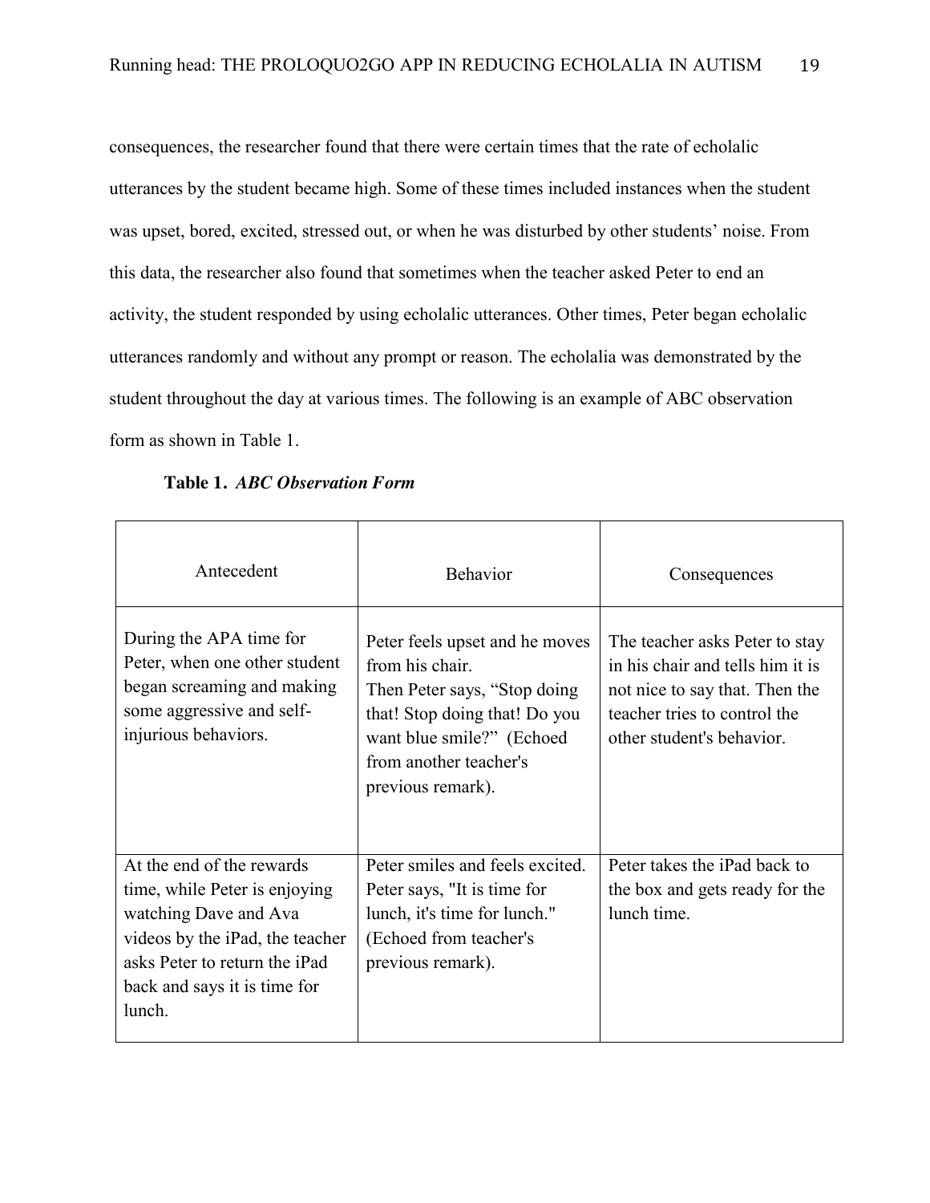consequences, the researcher found that there were certain times that the rate of echolalic utterances by the student became high. Some of these times included instances when the student was upset, bored, excited, stressed out, or when he was disturbed by other students' noise. From this data, the researcher also found that sometimes when the teacher asked Peter to end an activity, the student responded by using echolalic utterances. Other times, Peter began echolalic utterances randomly and without any prompt or reason. The echolalia was demonstrated by the student throughout the day at various times. The following is an example of ABC observation form as shown in Table 1.

**Table 1.** ***ABC Observation Form***

| Antecedent | Behavior | Consequences |
|---|---|---|
| During the APA time for Peter, when one other student began screaming and making some aggressive and self-injurious behaviors. | Peter feels upset and he moves from his chair. Then Peter says, "Stop doing that! Stop doing that! Do you want blue smile?" (Echoed from another teacher's previous remark). | The teacher asks Peter to stay in his chair and tells him it is not nice to say that. Then the teacher tries to control the other student's behavior. |
| At the end of the rewards time, while Peter is enjoying watching Dave and Ava videos by the iPad, the teacher asks Peter to return the iPad back and says it is time for lunch. | Peter smiles and feels excited. Peter says, "It is time for lunch, it's time for lunch." (Echoed from teacher's previous remark). | Peter takes the iPad back to the box and gets ready for the lunch time. |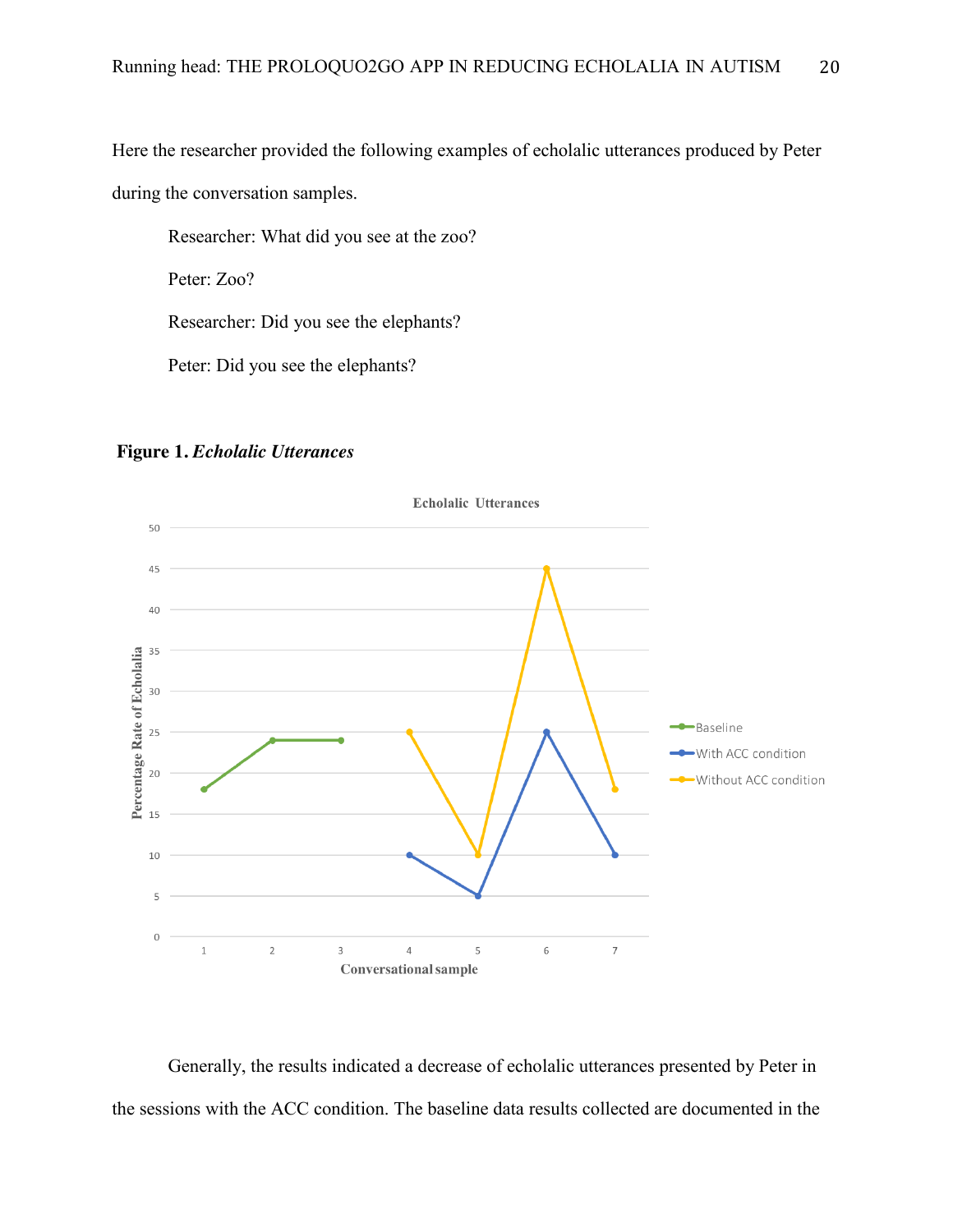Here the researcher provided the following examples of echolalic utterances produced by Peter during the conversation samples.

> Researcher: What did you see at the zoo?
>
> Peter: Zoo?
>
> Researcher: Did you see the elephants?
>
> Peter: Did you see the elephants?

**Figure 1.** ***Echolalic Utterances***

Echolalic Utterances

Percentage Rate of Echolalia

50
45
40
35
30
25
20
15
10
5
0

1 2 3 4 5 6 7

Conversational sample

Baseline
With ACC condition
Without ACC condition

Generally, the results indicated a decrease of echolalic utterances presented by Peter in the sessions with the ACC condition. The baseline data results collected are documented in the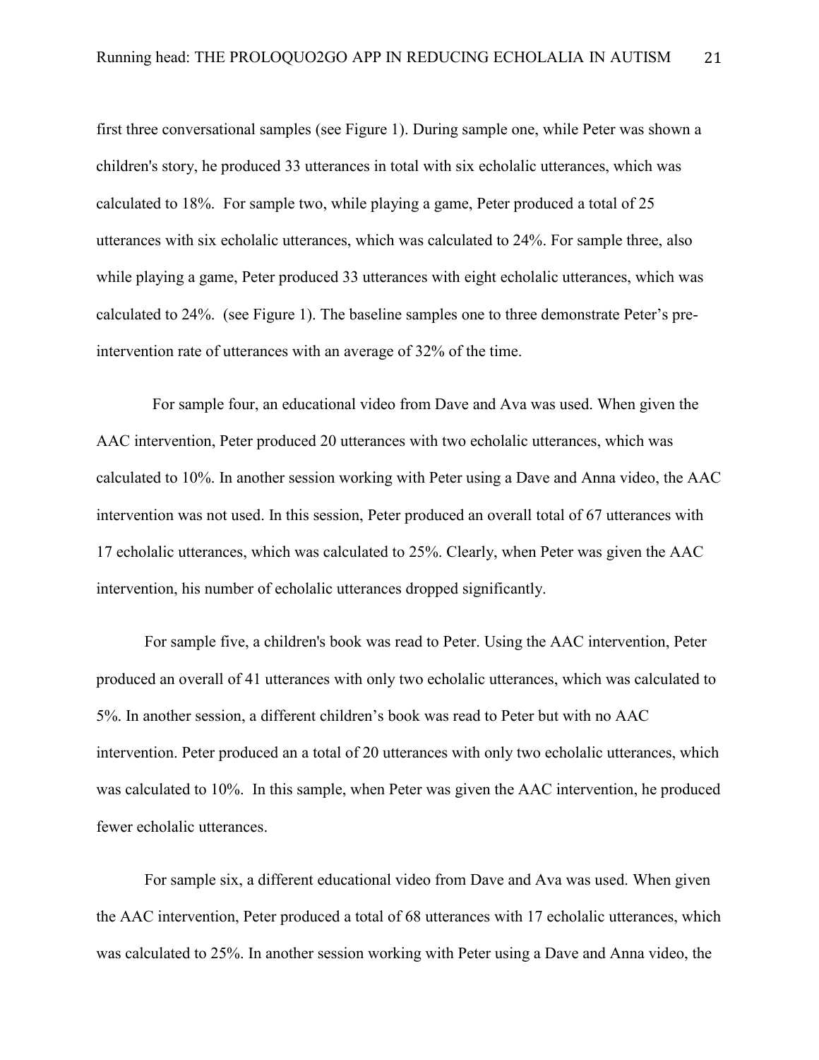first three conversational samples (see Figure 1). During sample one, while Peter was shown a children's story, he produced 33 utterances in total with six echolalic utterances, which was calculated to 18%. For sample two, while playing a game, Peter produced a total of 25 utterances with six echolalic utterances, which was calculated to 24%. For sample three, also while playing a game, Peter produced 33 utterances with eight echolalic utterances, which was calculated to 24%. (see Figure 1). The baseline samples one to three demonstrate Peter's pre-intervention rate of utterances with an average of 32% of the time.

For sample four, an educational video from Dave and Ava was used. When given the AAC intervention, Peter produced 20 utterances with two echolalic utterances, which was calculated to 10%. In another session working with Peter using a Dave and Anna video, the AAC intervention was not used. In this session, Peter produced an overall total of 67 utterances with 17 echolalic utterances, which was calculated to 25%. Clearly, when Peter was given the AAC intervention, his number of echolalic utterances dropped significantly.

For sample five, a children's book was read to Peter. Using the AAC intervention, Peter produced an overall of 41 utterances with only two echolalic utterances, which was calculated to 5%. In another session, a different children's book was read to Peter but with no AAC intervention. Peter produced an a total of 20 utterances with only two echolalic utterances, which was calculated to 10%. In this sample, when Peter was given the AAC intervention, he produced fewer echolalic utterances.

For sample six, a different educational video from Dave and Ava was used. When given the AAC intervention, Peter produced a total of 68 utterances with 17 echolalic utterances, which was calculated to 25%. In another session working with Peter using a Dave and Anna video, the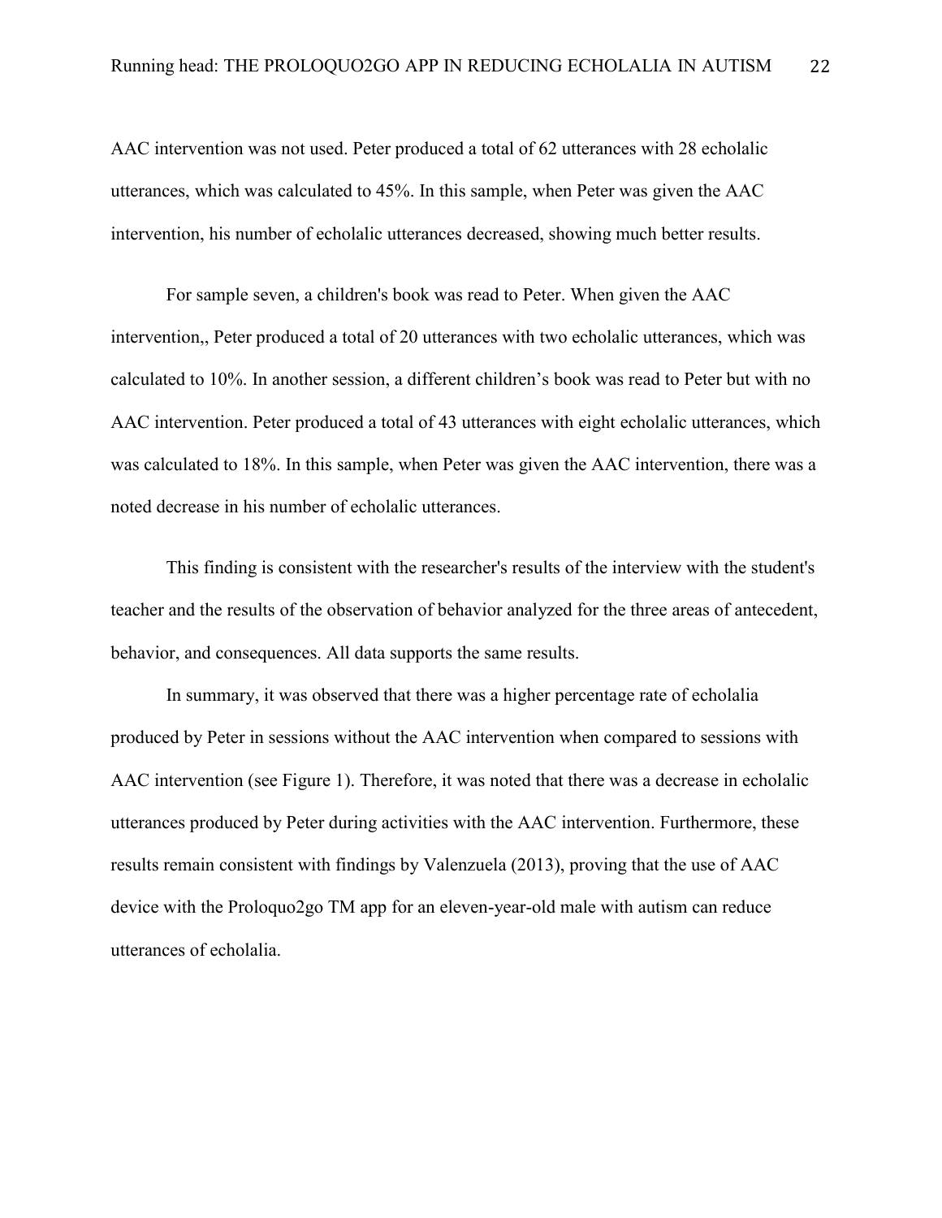AAC intervention was not used. Peter produced a total of 62 utterances with 28 echolalic utterances, which was calculated to 45%. In this sample, when Peter was given the AAC intervention, his number of echolalic utterances decreased, showing much better results.

For sample seven, a children's book was read to Peter. When given the AAC intervention,, Peter produced a total of 20 utterances with two echolalic utterances, which was calculated to 10%. In another session, a different children's book was read to Peter but with no AAC intervention. Peter produced a total of 43 utterances with eight echolalic utterances, which was calculated to 18%. In this sample, when Peter was given the AAC intervention, there was a noted decrease in his number of echolalic utterances.

This finding is consistent with the researcher's results of the interview with the student's teacher and the results of the observation of behavior analyzed for the three areas of antecedent, behavior, and consequences. All data supports the same results.

In summary, it was observed that there was a higher percentage rate of echolalia produced by Peter in sessions without the AAC intervention when compared to sessions with AAC intervention (see Figure 1). Therefore, it was noted that there was a decrease in echolalic utterances produced by Peter during activities with the AAC intervention. Furthermore, these results remain consistent with findings by Valenzuela (2013), proving that the use of AAC device with the Proloquo2go TM app for an eleven-year-old male with autism can reduce utterances of echolalia.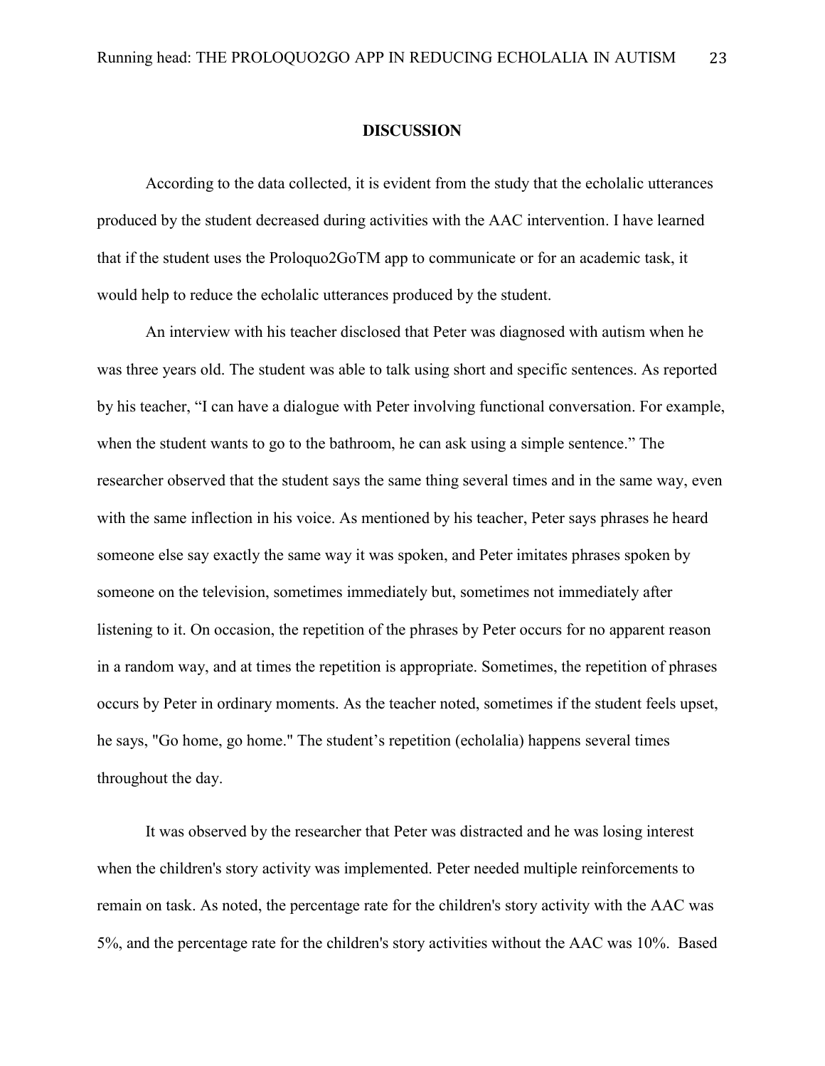## DISCUSSION

According to the data collected, it is evident from the study that the echolalic utterances produced by the student decreased during activities with the AAC intervention. I have learned that if the student uses the Proloquo2GoTM app to communicate or for an academic task, it would help to reduce the echolalic utterances produced by the student.

An interview with his teacher disclosed that Peter was diagnosed with autism when he was three years old. The student was able to talk using short and specific sentences. As reported by his teacher, "I can have a dialogue with Peter involving functional conversation. For example, when the student wants to go to the bathroom, he can ask using a simple sentence." The researcher observed that the student says the same thing several times and in the same way, even with the same inflection in his voice. As mentioned by his teacher, Peter says phrases he heard someone else say exactly the same way it was spoken, and Peter imitates phrases spoken by someone on the television, sometimes immediately but, sometimes not immediately after listening to it. On occasion, the repetition of the phrases by Peter occurs for no apparent reason in a random way, and at times the repetition is appropriate. Sometimes, the repetition of phrases occurs by Peter in ordinary moments. As the teacher noted, sometimes if the student feels upset, he says, "Go home, go home." The student's repetition (echolalia) happens several times throughout the day.

It was observed by the researcher that Peter was distracted and he was losing interest when the children's story activity was implemented. Peter needed multiple reinforcements to remain on task. As noted, the percentage rate for the children's story activity with the AAC was 5%, and the percentage rate for the children's story activities without the AAC was 10%. Based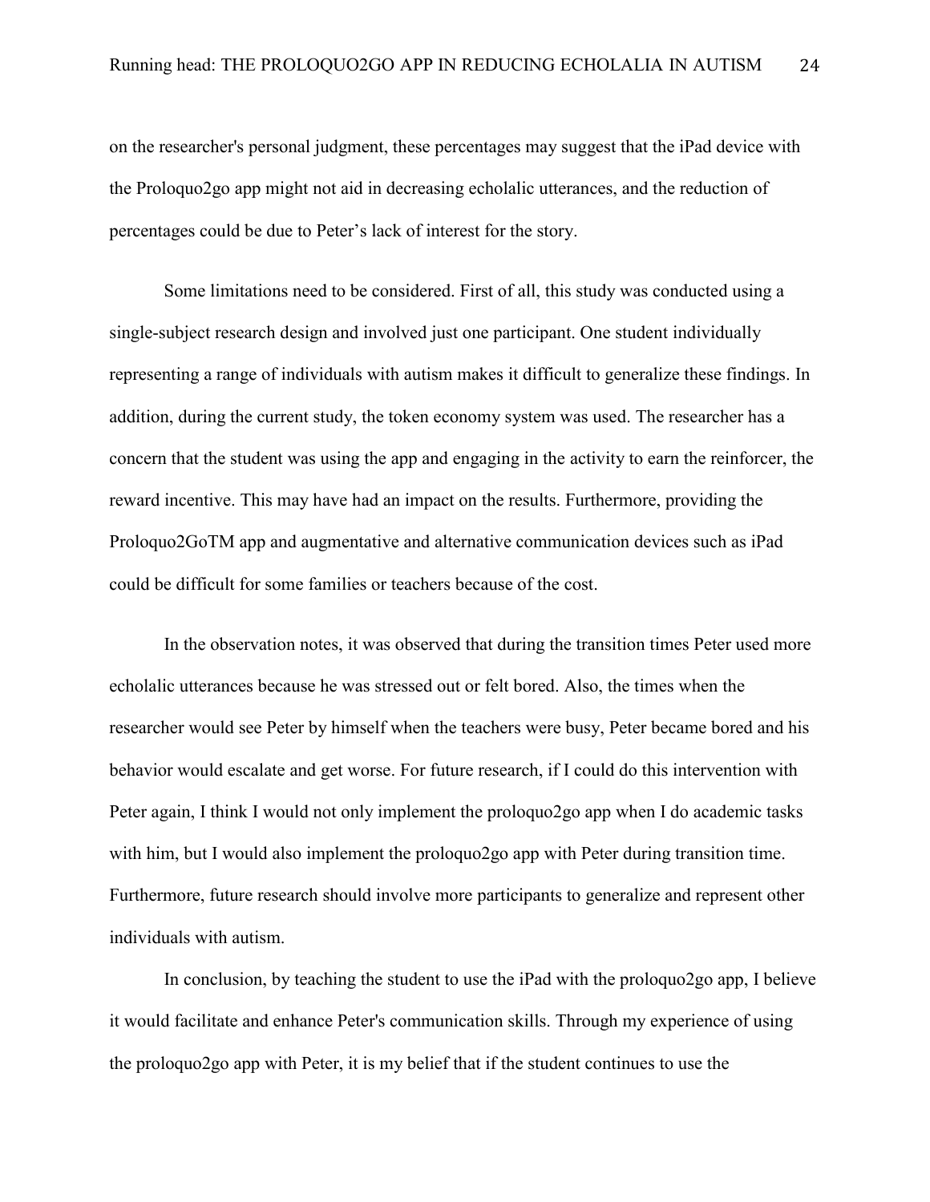on the researcher's personal judgment, these percentages may suggest that the iPad device with the Proloquo2go app might not aid in decreasing echolalic utterances, and the reduction of percentages could be due to Peter's lack of interest for the story.

Some limitations need to be considered. First of all, this study was conducted using a single-subject research design and involved just one participant. One student individually representing a range of individuals with autism makes it difficult to generalize these findings. In addition, during the current study, the token economy system was used. The researcher has a concern that the student was using the app and engaging in the activity to earn the reinforcer, the reward incentive. This may have had an impact on the results. Furthermore, providing the Proloquo2GoTM app and augmentative and alternative communication devices such as iPad could be difficult for some families or teachers because of the cost.

In the observation notes, it was observed that during the transition times Peter used more echolalic utterances because he was stressed out or felt bored. Also, the times when the researcher would see Peter by himself when the teachers were busy, Peter became bored and his behavior would escalate and get worse. For future research, if I could do this intervention with Peter again, I think I would not only implement the proloquo2go app when I do academic tasks with him, but I would also implement the proloquo2go app with Peter during transition time. Furthermore, future research should involve more participants to generalize and represent other individuals with autism.

In conclusion, by teaching the student to use the iPad with the proloquo2go app, I believe it would facilitate and enhance Peter's communication skills. Through my experience of using the proloquo2go app with Peter, it is my belief that if the student continues to use the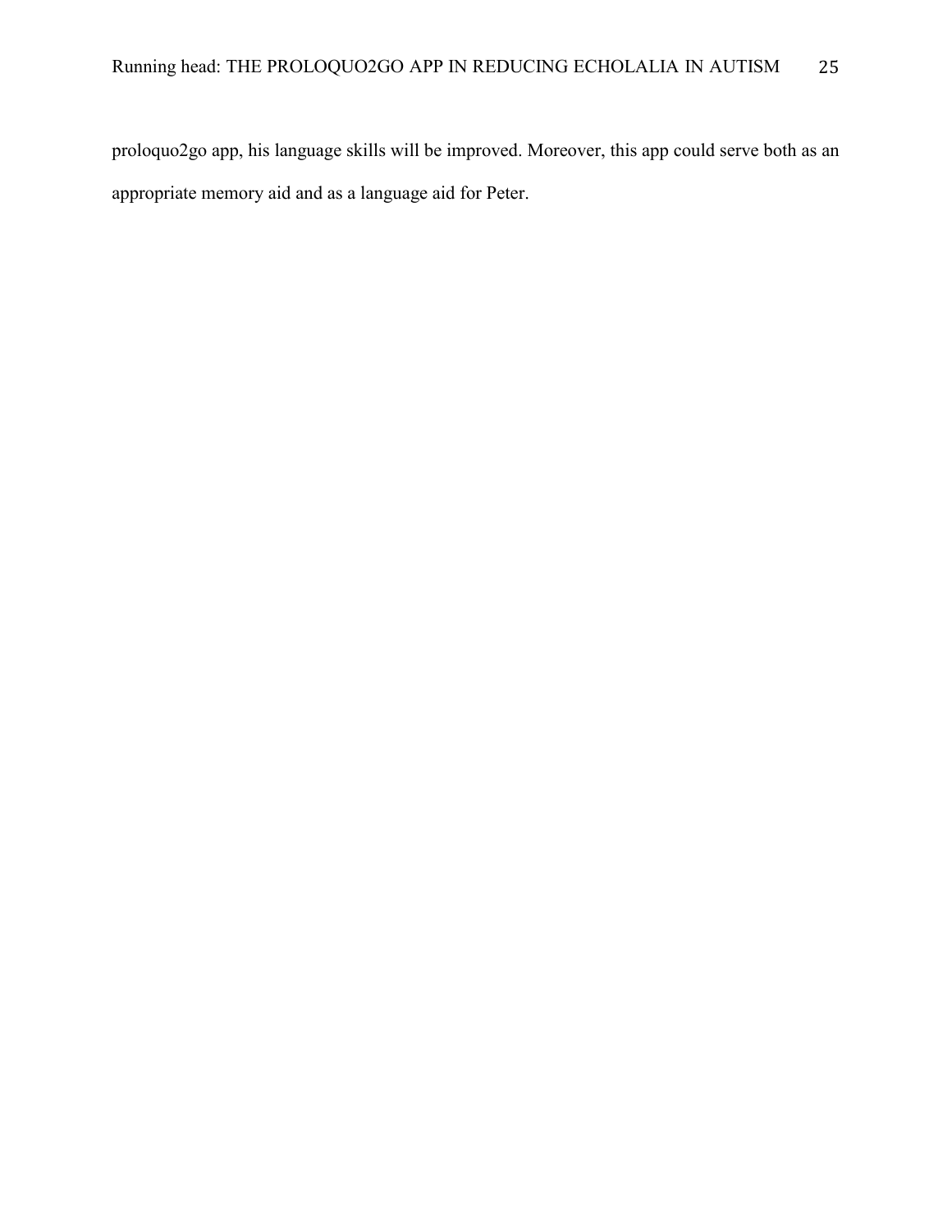proloquo2go app, his language skills will be improved. Moreover, this app could serve both as an appropriate memory aid and as a language aid for Peter.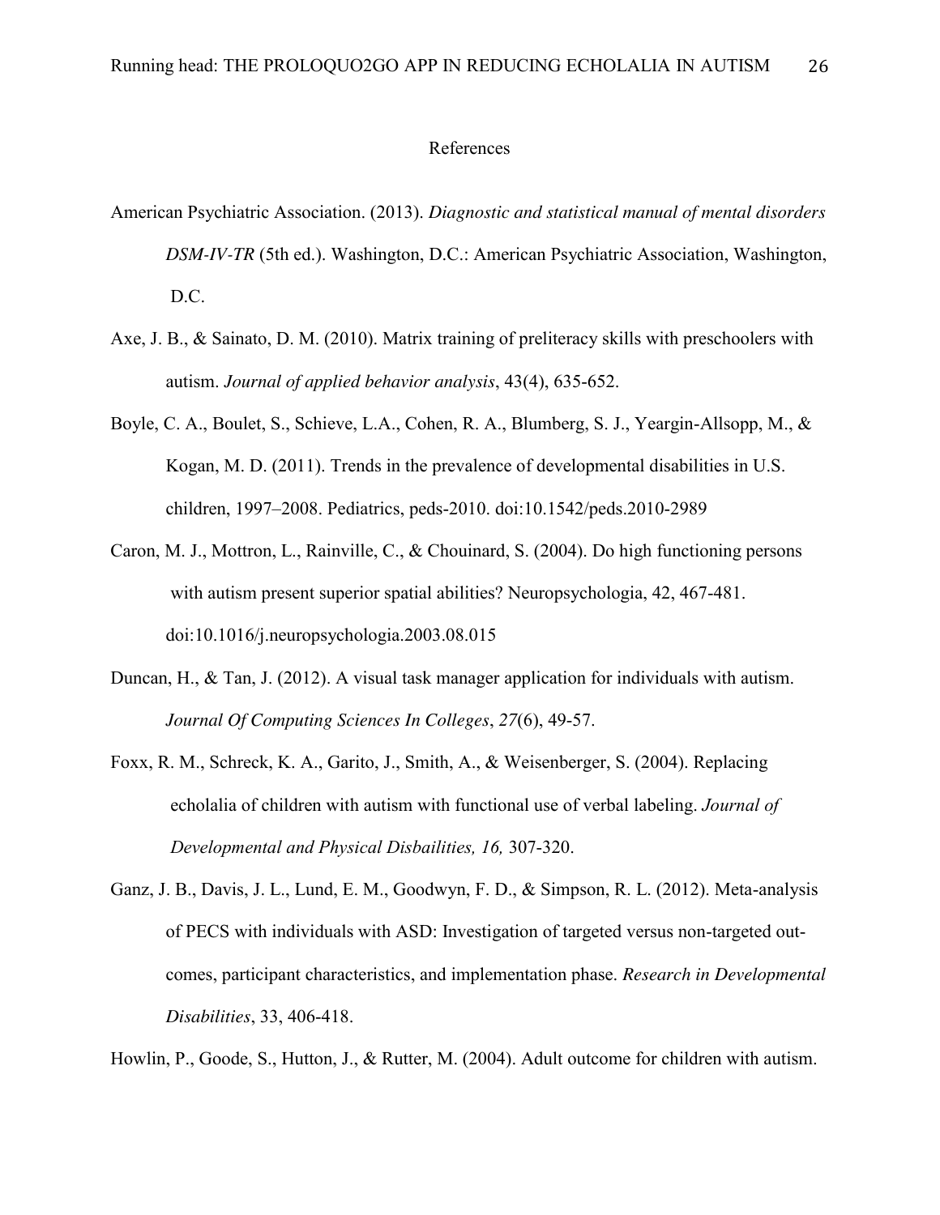References

American Psychiatric Association. (2013). *Diagnostic and statistical manual of mental disorders DSM-IV-TR* (5th ed.). Washington, D.C.: American Psychiatric Association, Washington, D.C.

Axe, J. B., & Sainato, D. M. (2010). Matrix training of preliteracy skills with preschoolers with autism. *Journal of applied behavior analysis*, 43(4), 635-652.

Boyle, C. A., Boulet, S., Schieve, L.A., Cohen, R. A., Blumberg, S. J., Yeargin-Allsopp, M., & Kogan, M. D. (2011). Trends in the prevalence of developmental disabilities in U.S. children, 1997–2008. Pediatrics, peds-2010. doi:10.1542/peds.2010-2989

Caron, M. J., Mottron, L., Rainville, C., & Chouinard, S. (2004). Do high functioning persons with autism present superior spatial abilities? Neuropsychologia, 42, 467-481. doi:10.1016/j.neuropsychologia.2003.08.015

Duncan, H., & Tan, J. (2012). A visual task manager application for individuals with autism. *Journal Of Computing Sciences In Colleges*, *27*(6), 49-57.

Foxx, R. M., Schreck, K. A., Garito, J., Smith, A., & Weisenberger, S. (2004). Replacing echolalia of children with autism with functional use of verbal labeling. *Journal of Developmental and Physical Disbailities, 16,* 307-320.

Ganz, J. B., Davis, J. L., Lund, E. M., Goodwyn, F. D., & Simpson, R. L. (2012). Meta-analysis of PECS with individuals with ASD: Investigation of targeted versus non-targeted out-comes, participant characteristics, and implementation phase. *Research in Developmental Disabilities*, 33, 406-418.

Howlin, P., Goode, S., Hutton, J., & Rutter, M. (2004). Adult outcome for children with autism.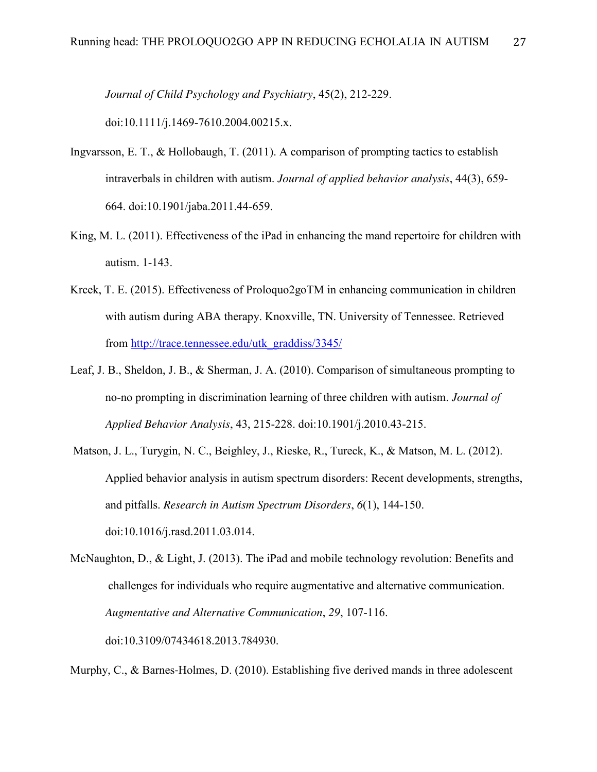*Journal of Child Psychology and Psychiatry*, 45(2), 212-229. doi:10.1111/j.1469-7610.2004.00215.x.

Ingvarsson, E. T., & Hollobaugh, T. (2011). A comparison of prompting tactics to establish intraverbals in children with autism. *Journal of applied behavior analysis*, 44(3), 659-664. doi:10.1901/jaba.2011.44-659.

King, M. L. (2011). Effectiveness of the iPad in enhancing the mand repertoire for children with autism. 1-143.

Krcek, T. E. (2015). Effectiveness of Proloquo2goTM in enhancing communication in children with autism during ABA therapy. Knoxville, TN. University of Tennessee. Retrieved from http://trace.tennessee.edu/utk_graddiss/3345/

Leaf, J. B., Sheldon, J. B., & Sherman, J. A. (2010). Comparison of simultaneous prompting to no-no prompting in discrimination learning of three children with autism. *Journal of Applied Behavior Analysis*, 43, 215-228. doi:10.1901/j.2010.43-215.

Matson, J. L., Turygin, N. C., Beighley, J., Rieske, R., Tureck, K., & Matson, M. L. (2012). Applied behavior analysis in autism spectrum disorders: Recent developments, strengths, and pitfalls. *Research in Autism Spectrum Disorders*, *6*(1), 144-150. doi:10.1016/j.rasd.2011.03.014.

McNaughton, D., & Light, J. (2013). The iPad and mobile technology revolution: Benefits and challenges for individuals who require augmentative and alternative communication. *Augmentative and Alternative Communication*, *29*, 107-116. doi:10.3109/07434618.2013.784930.

Murphy, C., & Barnes-Holmes, D. (2010). Establishing five derived mands in three adolescent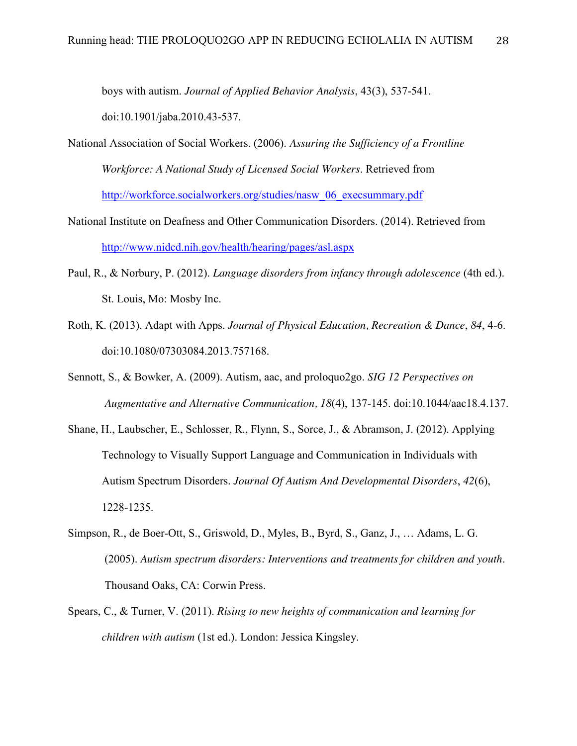boys with autism. *Journal of Applied Behavior Analysis*, 43(3), 537-541. doi:10.1901/jaba.2010.43-537.

National Association of Social Workers. (2006). *Assuring the Sufficiency of a Frontline Workforce: A National Study of Licensed Social Workers*. Retrieved from http://workforce.socialworkers.org/studies/nasw_06_execsummary.pdf

National Institute on Deafness and Other Communication Disorders. (2014). Retrieved from http://www.nidcd.nih.gov/health/hearing/pages/asl.aspx

Paul, R., & Norbury, P. (2012). *Language disorders from infancy through adolescence* (4th ed.). St. Louis, Mo: Mosby Inc.

Roth, K. (2013). Adapt with Apps. *Journal of Physical Education, Recreation & Dance*, *84*, 4-6. doi:10.1080/07303084.2013.757168.

Sennott, S., & Bowker, A. (2009). Autism, aac, and proloquo2go. *SIG 12 Perspectives on Augmentative and Alternative Communication, 18*(4), 137-145. doi:10.1044/aac18.4.137.

Shane, H., Laubscher, E., Schlosser, R., Flynn, S., Sorce, J., & Abramson, J. (2012). Applying Technology to Visually Support Language and Communication in Individuals with Autism Spectrum Disorders. *Journal Of Autism And Developmental Disorders*, *42*(6), 1228-1235.

Simpson, R., de Boer-Ott, S., Griswold, D., Myles, B., Byrd, S., Ganz, J., … Adams, L. G. (2005). *Autism spectrum disorders: Interventions and treatments for children and youth*. Thousand Oaks, CA: Corwin Press.

Spears, C., & Turner, V. (2011). *Rising to new heights of communication and learning for children with autism* (1st ed.). London: Jessica Kingsley.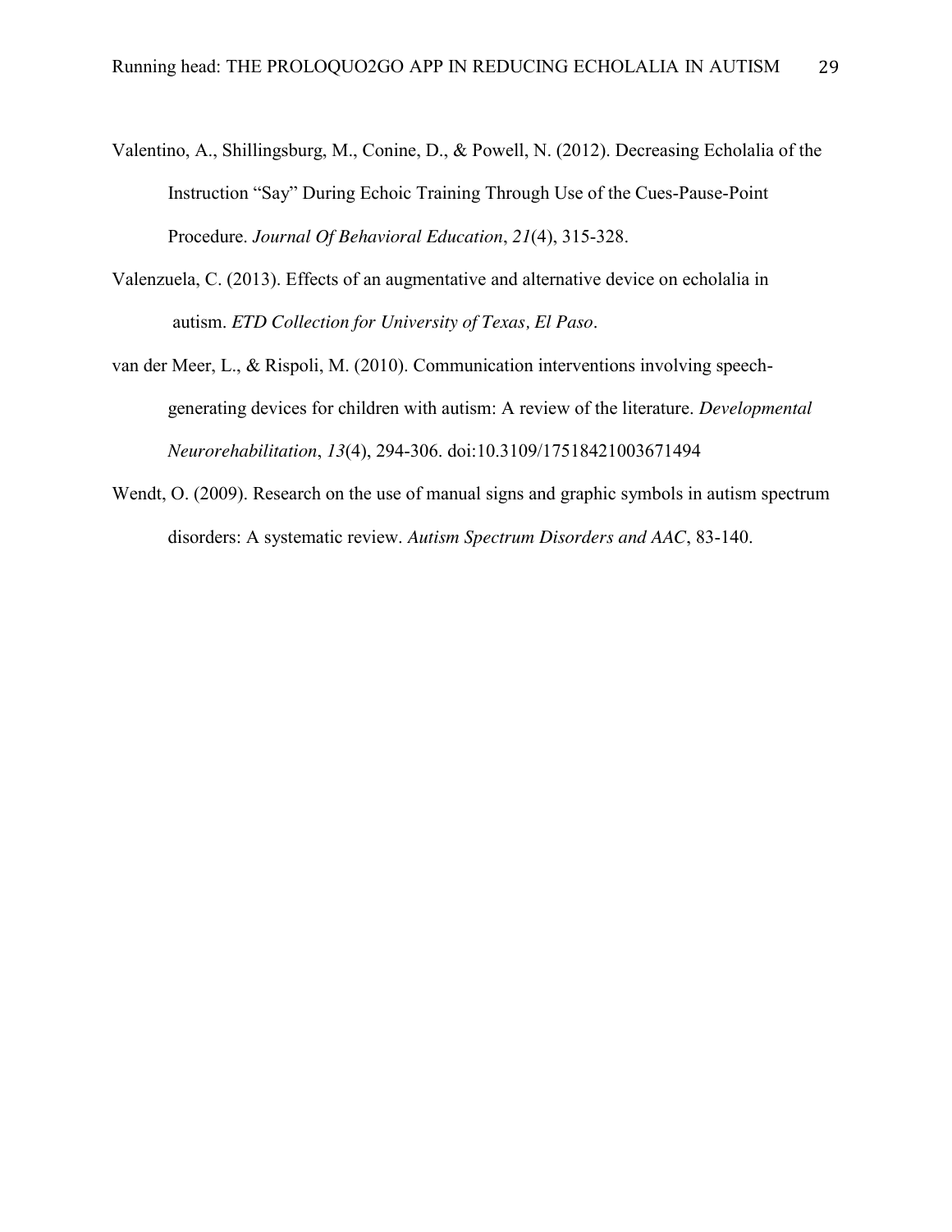Valentino, A., Shillingsburg, M., Conine, D., & Powell, N. (2012). Decreasing Echolalia of the Instruction "Say" During Echoic Training Through Use of the Cues-Pause-Point Procedure. *Journal Of Behavioral Education*, *21*(4), 315-328.

Valenzuela, C. (2013). Effects of an augmentative and alternative device on echolalia in autism. *ETD Collection for University of Texas, El Paso*.

van der Meer, L., & Rispoli, M. (2010). Communication interventions involving speech-generating devices for children with autism: A review of the literature. *Developmental Neurorehabilitation*, *13*(4), 294-306. doi:10.3109/17518421003671494

Wendt, O. (2009). Research on the use of manual signs and graphic symbols in autism spectrum disorders: A systematic review. *Autism Spectrum Disorders and AAC*, 83-140.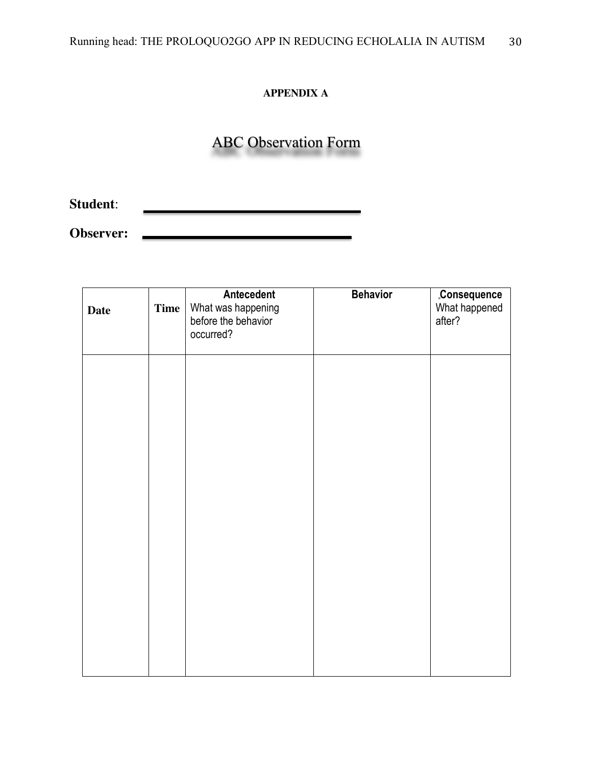**APPENDIX A**

# ABC Observation Form

**Student**: ______________________

**Observer:** ______________________

| Date | Time | Antecedent<br>What was happening before the behavior occurred? | Behavior | Consequence<br>What happened after? |
|---|---|---|---|---|
| | | | | |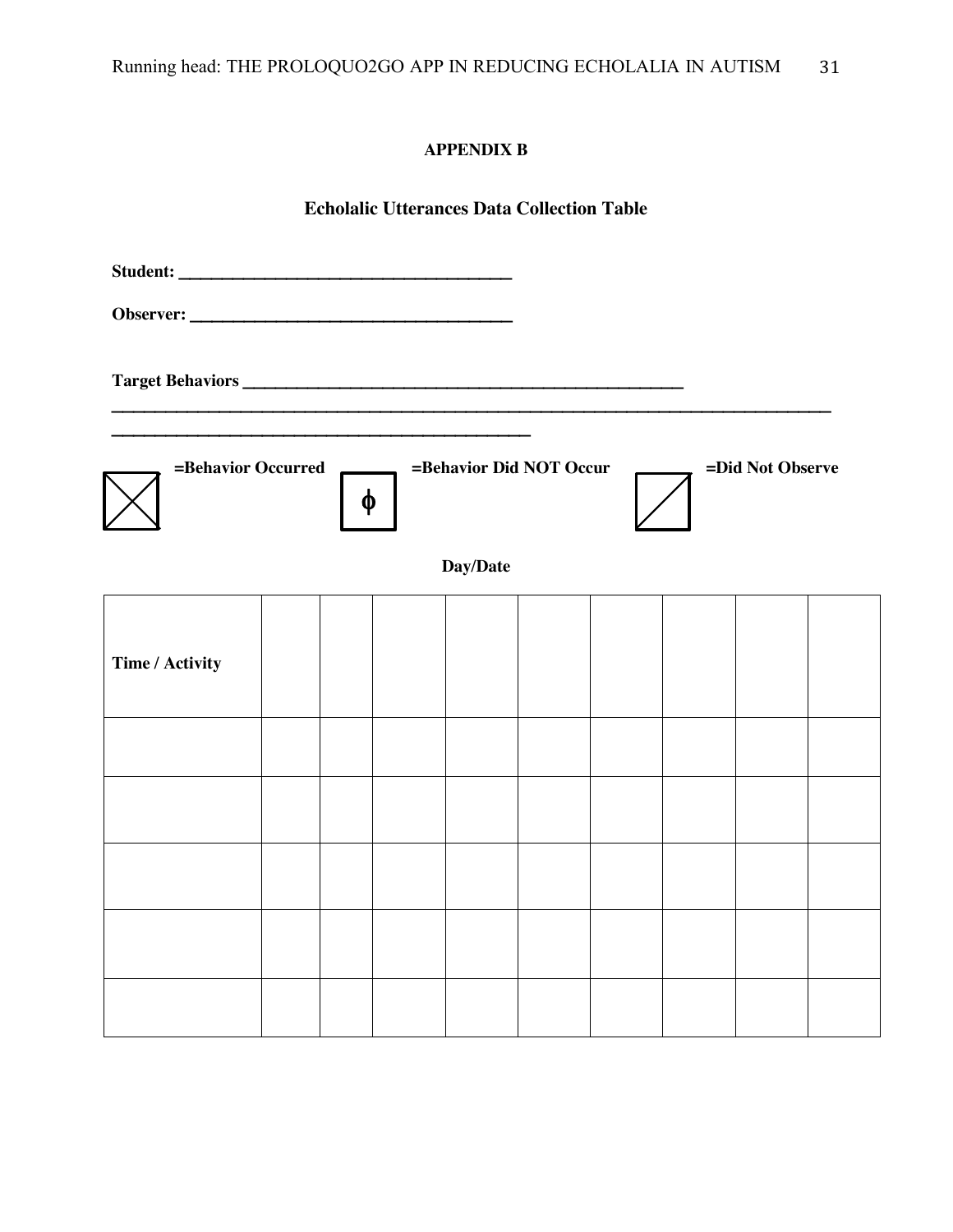**APPENDIX B**

**Echolalic Utterances Data Collection Table**

**Student:** ________________________________________

**Observer:** ______________________________________

**Target Behaviors** _____________________________________________________
_________________________________________________________________________
______________________________________________

=Behavior Occurred    ϕ =Behavior Did NOT Occur    =Did Not Observe

**Day/Date**

| **Time / Activity** | | | | | | | | | |
|---|---|---|---|---|---|---|---|---|---|
| | | | | | | | | | |
| | | | | | | | | | |
| | | | | | | | | | |
| | | | | | | | | | |
| | | | | | | | | | |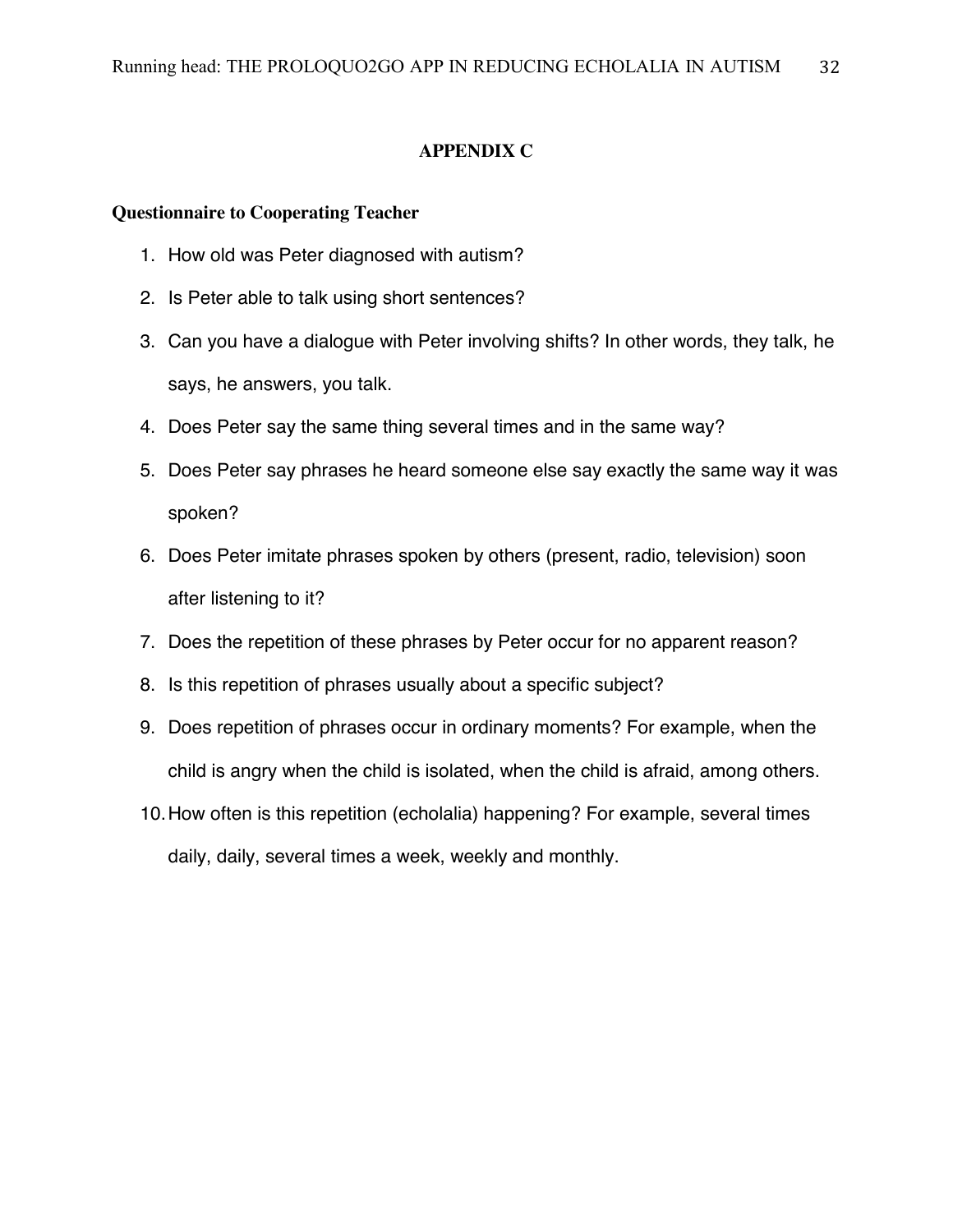## APPENDIX C

**Questionnaire to Cooperating Teacher**

1. How old was Peter diagnosed with autism?
2. Is Peter able to talk using short sentences?
3. Can you have a dialogue with Peter involving shifts? In other words, they talk, he says, he answers, you talk.
4. Does Peter say the same thing several times and in the same way?
5. Does Peter say phrases he heard someone else say exactly the same way it was spoken?
6. Does Peter imitate phrases spoken by others (present, radio, television) soon after listening to it?
7. Does the repetition of these phrases by Peter occur for no apparent reason?
8. Is this repetition of phrases usually about a specific subject?
9. Does repetition of phrases occur in ordinary moments? For example, when the child is angry when the child is isolated, when the child is afraid, among others.
10. How often is this repetition (echolalia) happening? For example, several times daily, daily, several times a week, weekly and monthly.